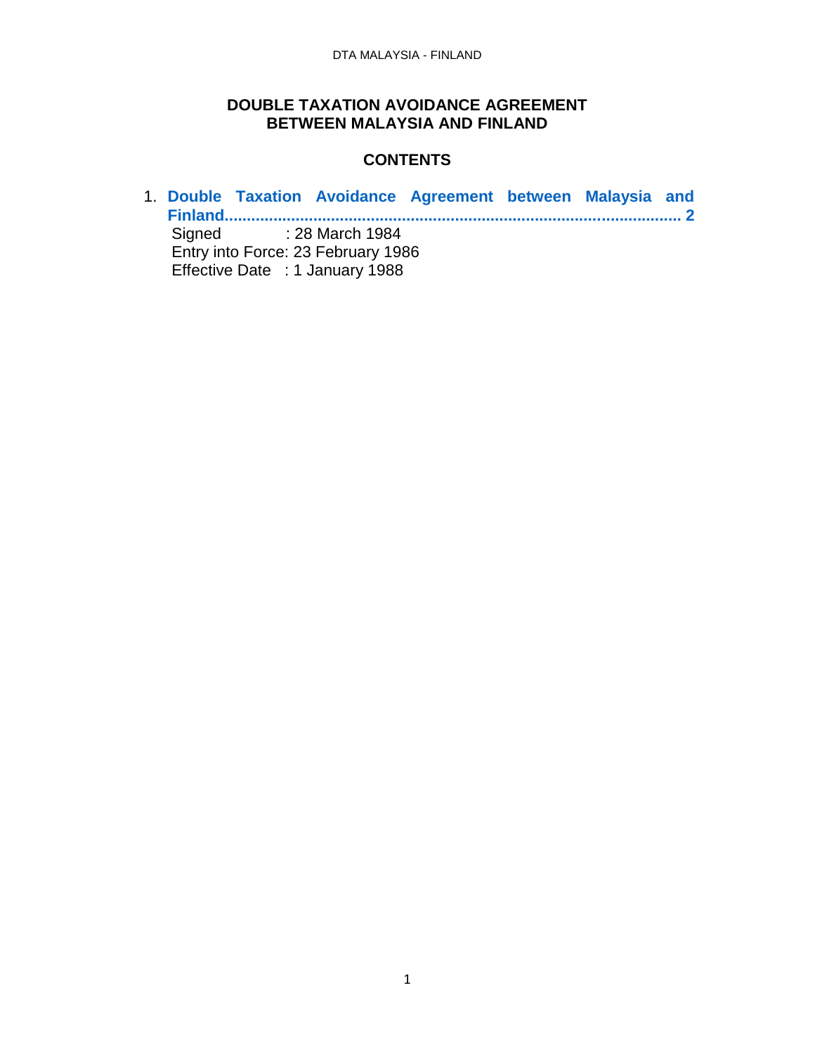# DOUBLE TAXATION AVOIDANCE AGREEMENT BETWEEN MALAYSIA AND FINLAND

## CONTENTS

1. **Double Taxation Avoidance Agreement between Malaysia and Finland.......................................................................................................... 2**
   Signed : 28 March 1984
   Entry into Force: 23 February 1986
   Effective Date : 1 January 1988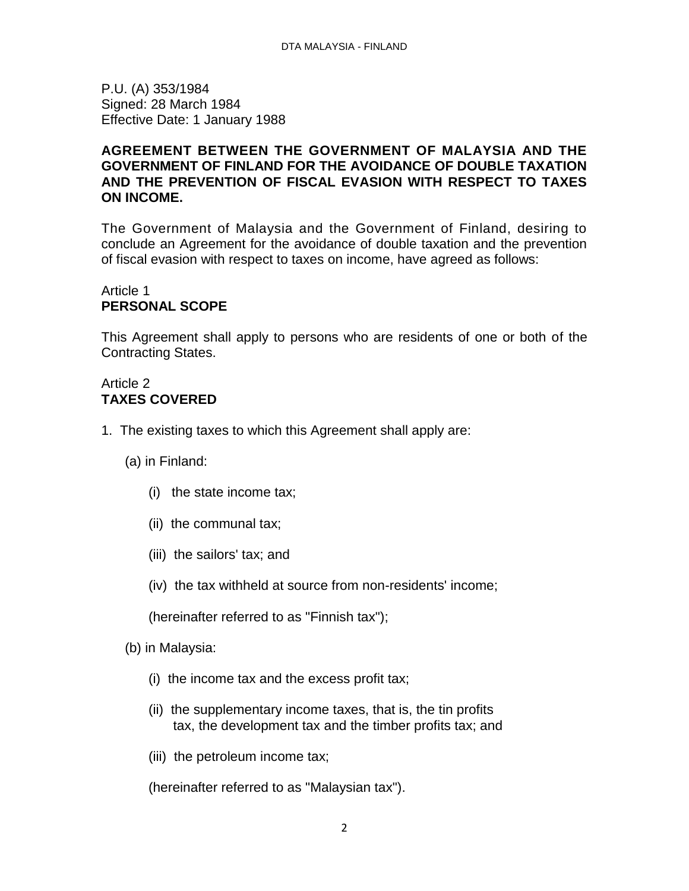P.U. (A) 353/1984
Signed: 28 March 1984
Effective Date: 1 January 1988

**AGREEMENT BETWEEN THE GOVERNMENT OF MALAYSIA AND THE GOVERNMENT OF FINLAND FOR THE AVOIDANCE OF DOUBLE TAXATION AND THE PREVENTION OF FISCAL EVASION WITH RESPECT TO TAXES ON INCOME.**

The Government of Malaysia and the Government of Finland, desiring to conclude an Agreement for the avoidance of double taxation and the prevention of fiscal evasion with respect to taxes on income, have agreed as follows:

Article 1
**PERSONAL SCOPE**

This Agreement shall apply to persons who are residents of one or both of the Contracting States.

Article 2
**TAXES COVERED**

1. The existing taxes to which this Agreement shall apply are:

   (a) in Finland:

      (i) the state income tax;

      (ii) the communal tax;

      (iii) the sailors' tax; and

      (iv) the tax withheld at source from non-residents' income;

      (hereinafter referred to as "Finnish tax");

   (b) in Malaysia:

      (i) the income tax and the excess profit tax;

      (ii) the supplementary income taxes, that is, the tin profits tax, the development tax and the timber profits tax; and

      (iii) the petroleum income tax;

      (hereinafter referred to as "Malaysian tax").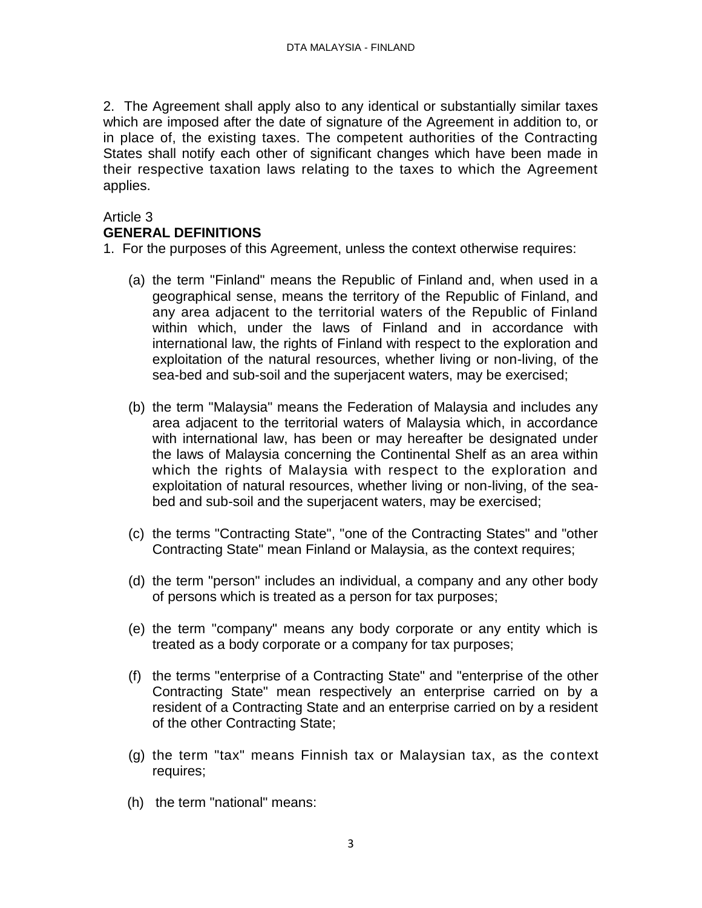2. The Agreement shall apply also to any identical or substantially similar taxes which are imposed after the date of signature of the Agreement in addition to, or in place of, the existing taxes. The competent authorities of the Contracting States shall notify each other of significant changes which have been made in their respective taxation laws relating to the taxes to which the Agreement applies.

Article 3
**GENERAL DEFINITIONS**

1. For the purposes of this Agreement, unless the context otherwise requires:

   (a) the term "Finland" means the Republic of Finland and, when used in a geographical sense, means the territory of the Republic of Finland, and any area adjacent to the territorial waters of the Republic of Finland within which, under the laws of Finland and in accordance with international law, the rights of Finland with respect to the exploration and exploitation of the natural resources, whether living or non-living, of the sea-bed and sub-soil and the superjacent waters, may be exercised;

   (b) the term "Malaysia" means the Federation of Malaysia and includes any area adjacent to the territorial waters of Malaysia which, in accordance with international law, has been or may hereafter be designated under the laws of Malaysia concerning the Continental Shelf as an area within which the rights of Malaysia with respect to the exploration and exploitation of natural resources, whether living or non-living, of the sea-bed and sub-soil and the superjacent waters, may be exercised;

   (c) the terms "Contracting State", "one of the Contracting States" and "other Contracting State" mean Finland or Malaysia, as the context requires;

   (d) the term "person" includes an individual, a company and any other body of persons which is treated as a person for tax purposes;

   (e) the term "company" means any body corporate or any entity which is treated as a body corporate or a company for tax purposes;

   (f) the terms "enterprise of a Contracting State" and "enterprise of the other Contracting State" mean respectively an enterprise carried on by a resident of a Contracting State and an enterprise carried on by a resident of the other Contracting State;

   (g) the term "tax" means Finnish tax or Malaysian tax, as the context requires;

   (h) the term "national" means: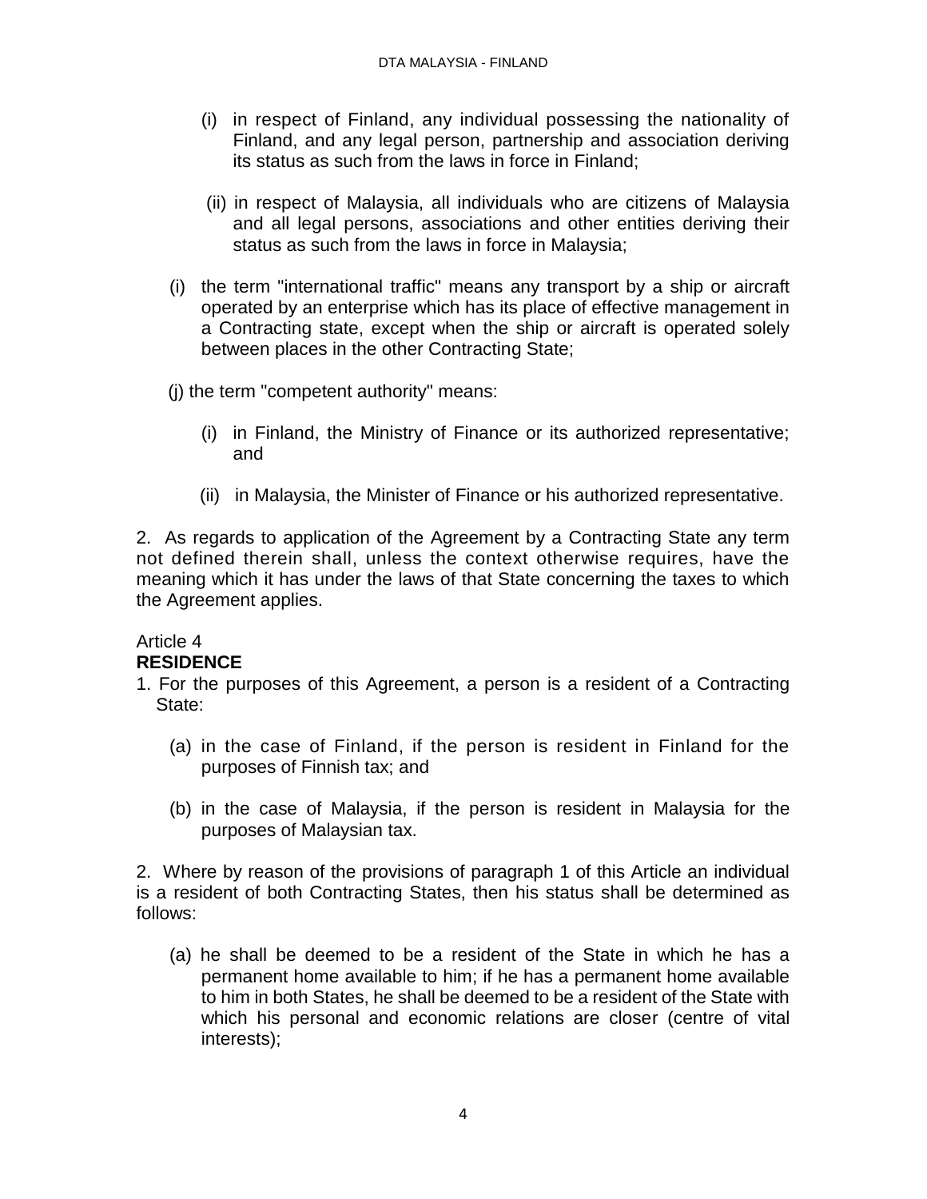(i) in respect of Finland, any individual possessing the nationality of Finland, and any legal person, partnership and association deriving its status as such from the laws in force in Finland;

(ii) in respect of Malaysia, all individuals who are citizens of Malaysia and all legal persons, associations and other entities deriving their status as such from the laws in force in Malaysia;

(i) the term "international traffic" means any transport by a ship or aircraft operated by an enterprise which has its place of effective management in a Contracting state, except when the ship or aircraft is operated solely between places in the other Contracting State;

(j) the term "competent authority" means:

(i) in Finland, the Ministry of Finance or its authorized representative; and

(ii) in Malaysia, the Minister of Finance or his authorized representative.

2. As regards to application of the Agreement by a Contracting State any term not defined therein shall, unless the context otherwise requires, have the meaning which it has under the laws of that State concerning the taxes to which the Agreement applies.

Article 4

**RESIDENCE**

1. For the purposes of this Agreement, a person is a resident of a Contracting State:

(a) in the case of Finland, if the person is resident in Finland for the purposes of Finnish tax; and

(b) in the case of Malaysia, if the person is resident in Malaysia for the purposes of Malaysian tax.

2. Where by reason of the provisions of paragraph 1 of this Article an individual is a resident of both Contracting States, then his status shall be determined as follows:

(a) he shall be deemed to be a resident of the State in which he has a permanent home available to him; if he has a permanent home available to him in both States, he shall be deemed to be a resident of the State with which his personal and economic relations are closer (centre of vital interests);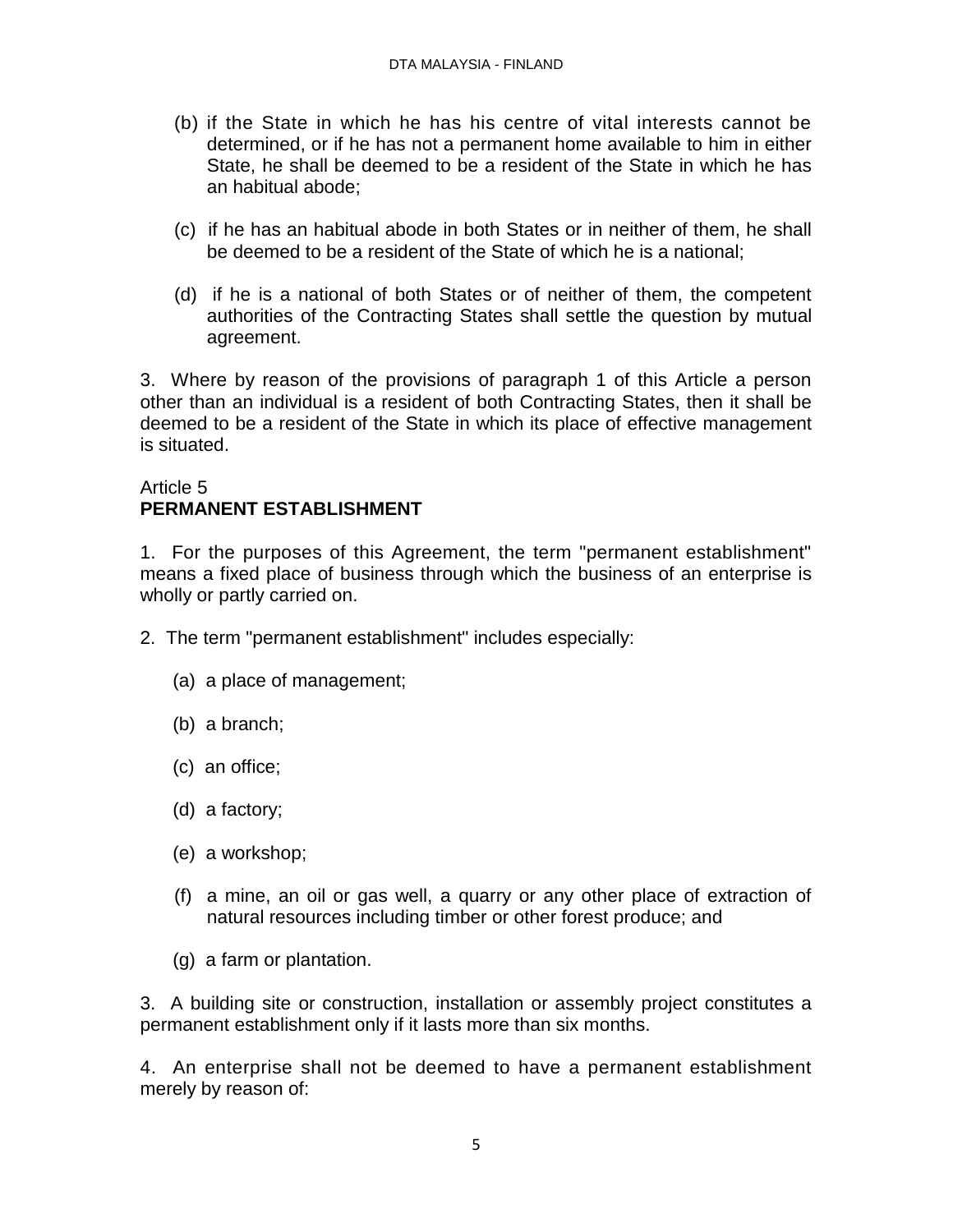(b) if the State in which he has his centre of vital interests cannot be determined, or if he has not a permanent home available to him in either State, he shall be deemed to be a resident of the State in which he has an habitual abode;

(c) if he has an habitual abode in both States or in neither of them, he shall be deemed to be a resident of the State of which he is a national;

(d) if he is a national of both States or of neither of them, the competent authorities of the Contracting States shall settle the question by mutual agreement.

3. Where by reason of the provisions of paragraph 1 of this Article a person other than an individual is a resident of both Contracting States, then it shall be deemed to be a resident of the State in which its place of effective management is situated.

## Article 5
## PERMANENT ESTABLISHMENT

1. For the purposes of this Agreement, the term "permanent establishment" means a fixed place of business through which the business of an enterprise is wholly or partly carried on.

2. The term "permanent establishment" includes especially:

(a) a place of management;

(b) a branch;

(c) an office;

(d) a factory;

(e) a workshop;

(f) a mine, an oil or gas well, a quarry or any other place of extraction of natural resources including timber or other forest produce; and

(g) a farm or plantation.

3. A building site or construction, installation or assembly project constitutes a permanent establishment only if it lasts more than six months.

4. An enterprise shall not be deemed to have a permanent establishment merely by reason of: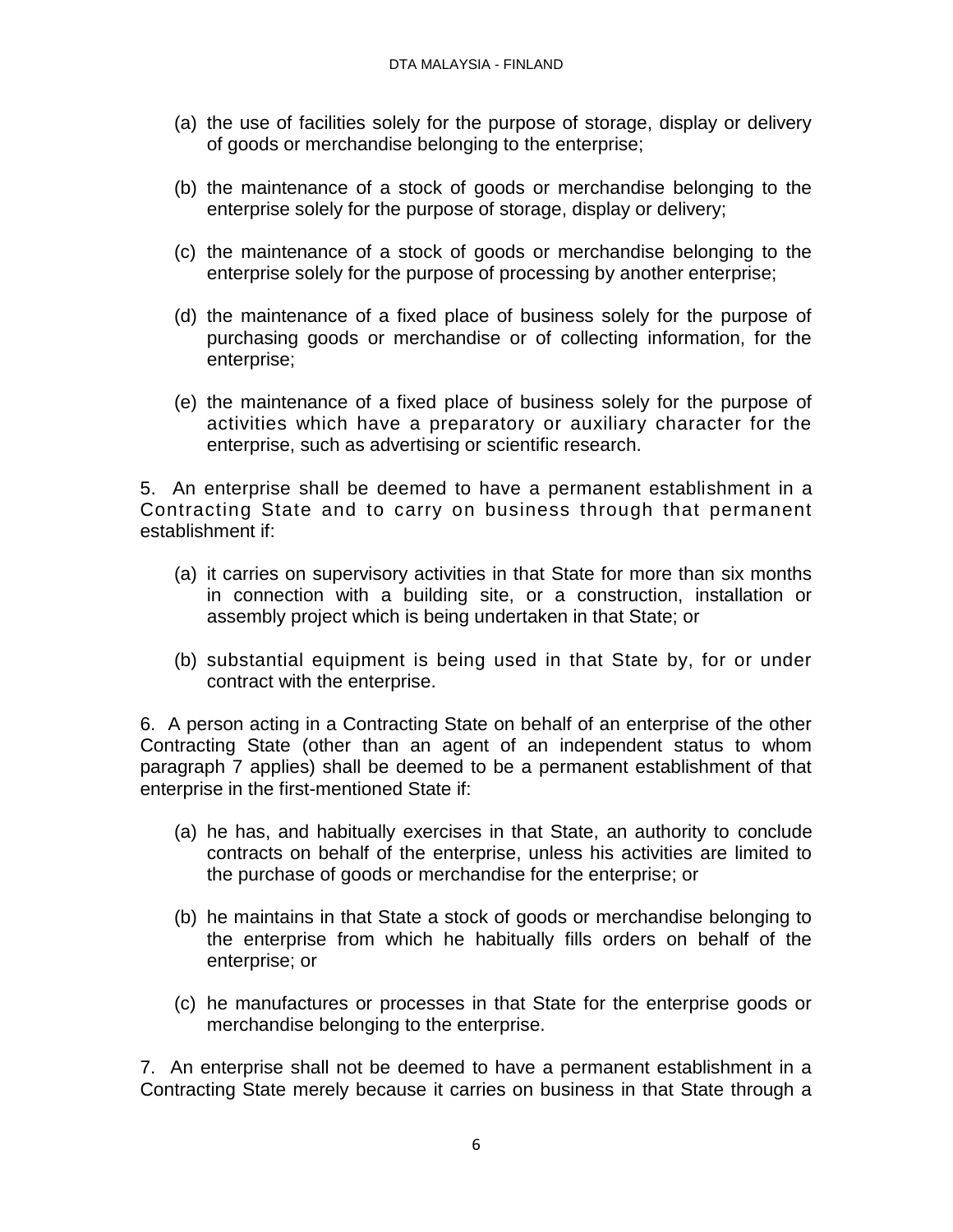(a) the use of facilities solely for the purpose of storage, display or delivery of goods or merchandise belonging to the enterprise;

(b) the maintenance of a stock of goods or merchandise belonging to the enterprise solely for the purpose of storage, display or delivery;

(c) the maintenance of a stock of goods or merchandise belonging to the enterprise solely for the purpose of processing by another enterprise;

(d) the maintenance of a fixed place of business solely for the purpose of purchasing goods or merchandise or of collecting information, for the enterprise;

(e) the maintenance of a fixed place of business solely for the purpose of activities which have a preparatory or auxiliary character for the enterprise, such as advertising or scientific research.

5. An enterprise shall be deemed to have a permanent establishment in a Contracting State and to carry on business through that permanent establishment if:

(a) it carries on supervisory activities in that State for more than six months in connection with a building site, or a construction, installation or assembly project which is being undertaken in that State; or

(b) substantial equipment is being used in that State by, for or under contract with the enterprise.

6. A person acting in a Contracting State on behalf of an enterprise of the other Contracting State (other than an agent of an independent status to whom paragraph 7 applies) shall be deemed to be a permanent establishment of that enterprise in the first-mentioned State if:

(a) he has, and habitually exercises in that State, an authority to conclude contracts on behalf of the enterprise, unless his activities are limited to the purchase of goods or merchandise for the enterprise; or

(b) he maintains in that State a stock of goods or merchandise belonging to the enterprise from which he habitually fills orders on behalf of the enterprise; or

(c) he manufactures or processes in that State for the enterprise goods or merchandise belonging to the enterprise.

7. An enterprise shall not be deemed to have a permanent establishment in a Contracting State merely because it carries on business in that State through a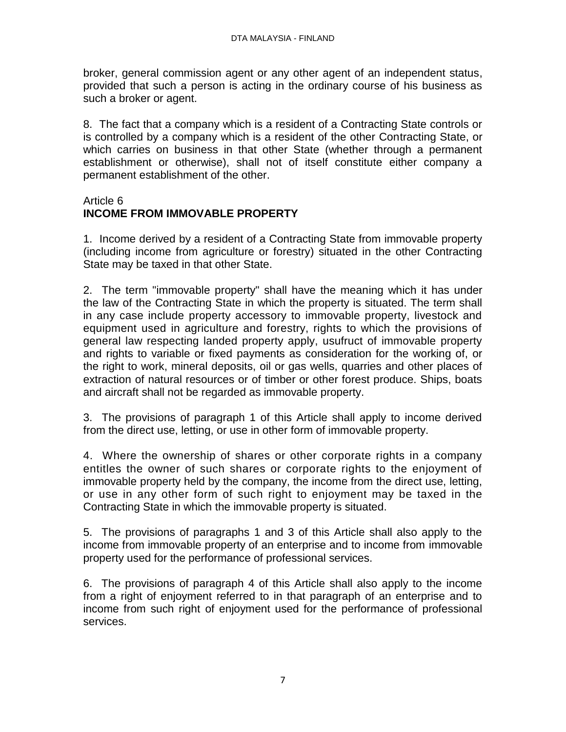broker, general commission agent or any other agent of an independent status, provided that such a person is acting in the ordinary course of his business as such a broker or agent.

8. The fact that a company which is a resident of a Contracting State controls or is controlled by a company which is a resident of the other Contracting State, or which carries on business in that other State (whether through a permanent establishment or otherwise), shall not of itself constitute either company a permanent establishment of the other.

Article 6
## INCOME FROM IMMOVABLE PROPERTY

1. Income derived by a resident of a Contracting State from immovable property (including income from agriculture or forestry) situated in the other Contracting State may be taxed in that other State.

2. The term "immovable property" shall have the meaning which it has under the law of the Contracting State in which the property is situated. The term shall in any case include property accessory to immovable property, livestock and equipment used in agriculture and forestry, rights to which the provisions of general law respecting landed property apply, usufruct of immovable property and rights to variable or fixed payments as consideration for the working of, or the right to work, mineral deposits, oil or gas wells, quarries and other places of extraction of natural resources or of timber or other forest produce. Ships, boats and aircraft shall not be regarded as immovable property.

3. The provisions of paragraph 1 of this Article shall apply to income derived from the direct use, letting, or use in other form of immovable property.

4. Where the ownership of shares or other corporate rights in a company entitles the owner of such shares or corporate rights to the enjoyment of immovable property held by the company, the income from the direct use, letting, or use in any other form of such right to enjoyment may be taxed in the Contracting State in which the immovable property is situated.

5. The provisions of paragraphs 1 and 3 of this Article shall also apply to the income from immovable property of an enterprise and to income from immovable property used for the performance of professional services.

6. The provisions of paragraph 4 of this Article shall also apply to the income from a right of enjoyment referred to in that paragraph of an enterprise and to income from such right of enjoyment used for the performance of professional services.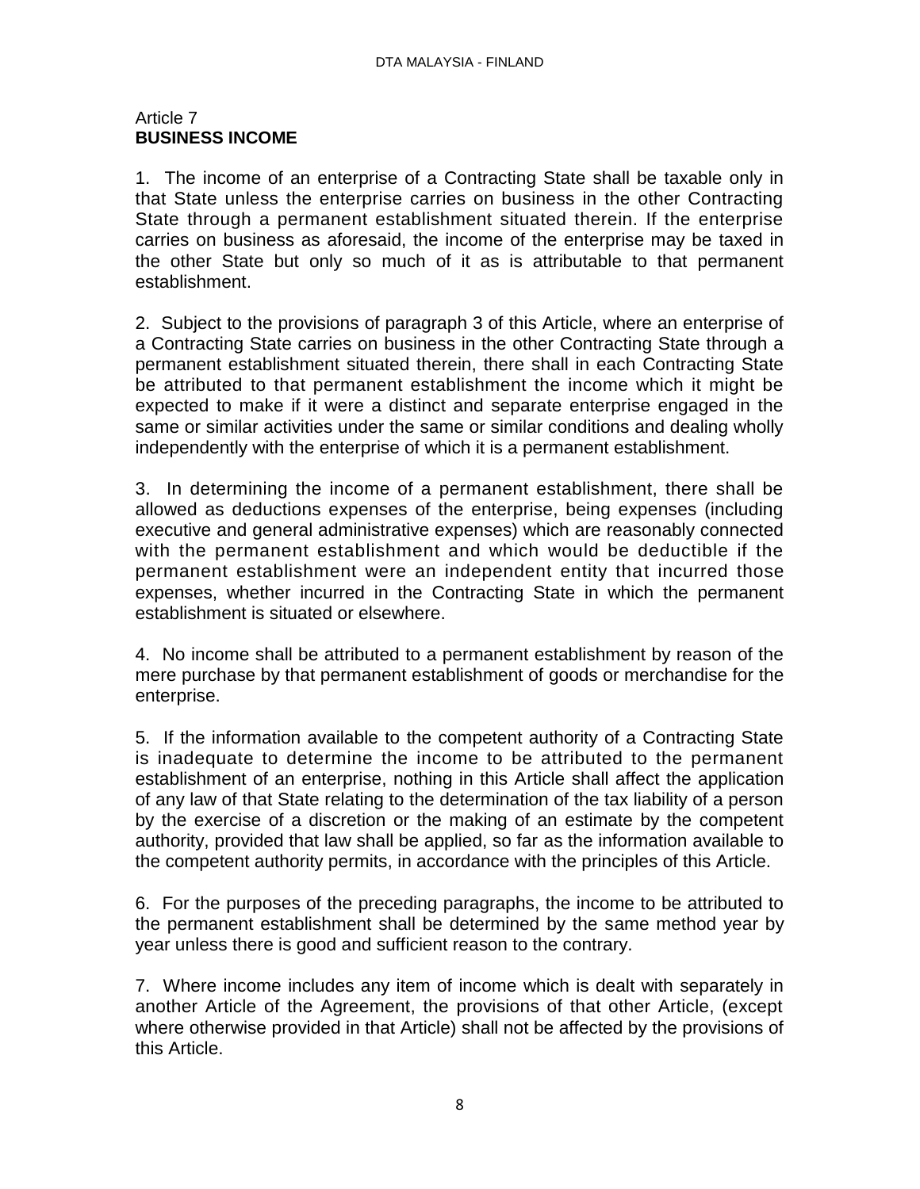Article 7
**BUSINESS INCOME**

1. The income of an enterprise of a Contracting State shall be taxable only in that State unless the enterprise carries on business in the other Contracting State through a permanent establishment situated therein. If the enterprise carries on business as aforesaid, the income of the enterprise may be taxed in the other State but only so much of it as is attributable to that permanent establishment.

2. Subject to the provisions of paragraph 3 of this Article, where an enterprise of a Contracting State carries on business in the other Contracting State through a permanent establishment situated therein, there shall in each Contracting State be attributed to that permanent establishment the income which it might be expected to make if it were a distinct and separate enterprise engaged in the same or similar activities under the same or similar conditions and dealing wholly independently with the enterprise of which it is a permanent establishment.

3. In determining the income of a permanent establishment, there shall be allowed as deductions expenses of the enterprise, being expenses (including executive and general administrative expenses) which are reasonably connected with the permanent establishment and which would be deductible if the permanent establishment were an independent entity that incurred those expenses, whether incurred in the Contracting State in which the permanent establishment is situated or elsewhere.

4. No income shall be attributed to a permanent establishment by reason of the mere purchase by that permanent establishment of goods or merchandise for the enterprise.

5. If the information available to the competent authority of a Contracting State is inadequate to determine the income to be attributed to the permanent establishment of an enterprise, nothing in this Article shall affect the application of any law of that State relating to the determination of the tax liability of a person by the exercise of a discretion or the making of an estimate by the competent authority, provided that law shall be applied, so far as the information available to the competent authority permits, in accordance with the principles of this Article.

6. For the purposes of the preceding paragraphs, the income to be attributed to the permanent establishment shall be determined by the same method year by year unless there is good and sufficient reason to the contrary.

7. Where income includes any item of income which is dealt with separately in another Article of the Agreement, the provisions of that other Article, (except where otherwise provided in that Article) shall not be affected by the provisions of this Article.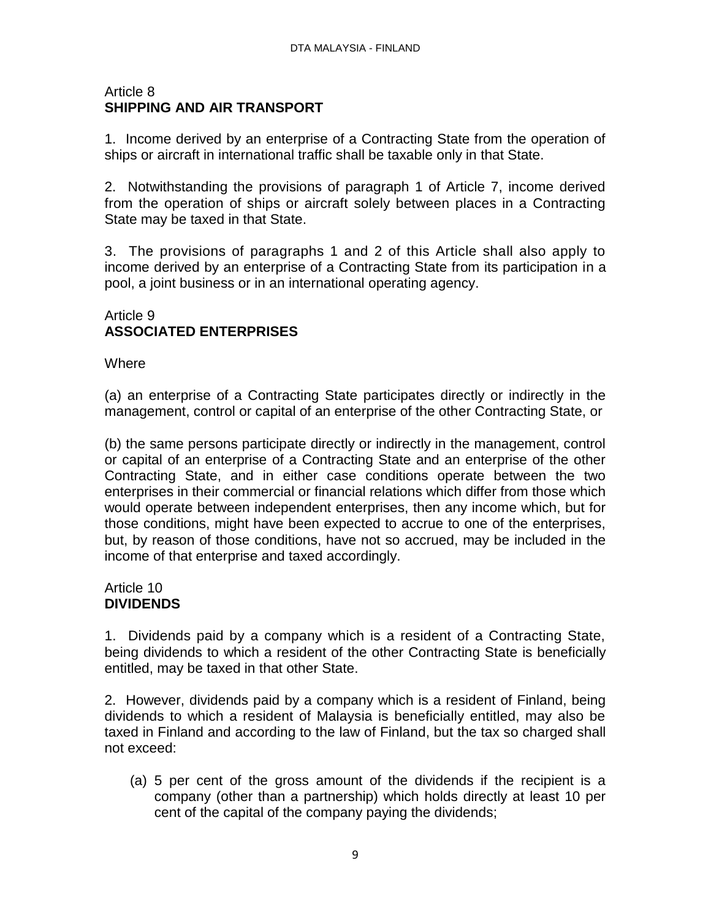Article 8
**SHIPPING AND AIR TRANSPORT**

1. Income derived by an enterprise of a Contracting State from the operation of ships or aircraft in international traffic shall be taxable only in that State.

2. Notwithstanding the provisions of paragraph 1 of Article 7, income derived from the operation of ships or aircraft solely between places in a Contracting State may be taxed in that State.

3. The provisions of paragraphs 1 and 2 of this Article shall also apply to income derived by an enterprise of a Contracting State from its participation in a pool, a joint business or in an international operating agency.

Article 9
**ASSOCIATED ENTERPRISES**

Where

(a) an enterprise of a Contracting State participates directly or indirectly in the management, control or capital of an enterprise of the other Contracting State, or

(b) the same persons participate directly or indirectly in the management, control or capital of an enterprise of a Contracting State and an enterprise of the other Contracting State, and in either case conditions operate between the two enterprises in their commercial or financial relations which differ from those which would operate between independent enterprises, then any income which, but for those conditions, might have been expected to accrue to one of the enterprises, but, by reason of those conditions, have not so accrued, may be included in the income of that enterprise and taxed accordingly.

Article 10
**DIVIDENDS**

1. Dividends paid by a company which is a resident of a Contracting State, being dividends to which a resident of the other Contracting State is beneficially entitled, may be taxed in that other State.

2. However, dividends paid by a company which is a resident of Finland, being dividends to which a resident of Malaysia is beneficially entitled, may also be taxed in Finland and according to the law of Finland, but the tax so charged shall not exceed:

(a) 5 per cent of the gross amount of the dividends if the recipient is a company (other than a partnership) which holds directly at least 10 per cent of the capital of the company paying the dividends;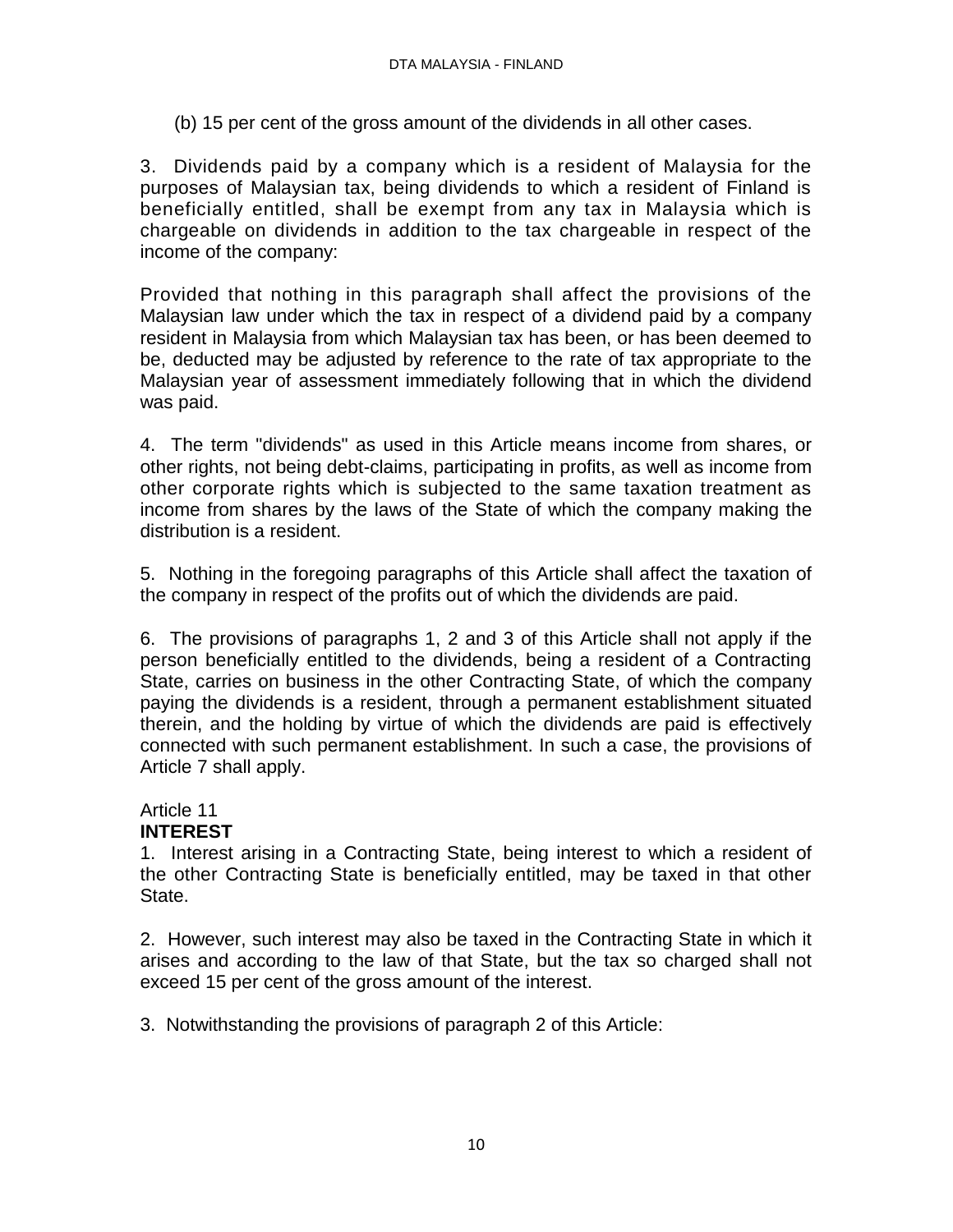(b) 15 per cent of the gross amount of the dividends in all other cases.

3. Dividends paid by a company which is a resident of Malaysia for the purposes of Malaysian tax, being dividends to which a resident of Finland is beneficially entitled, shall be exempt from any tax in Malaysia which is chargeable on dividends in addition to the tax chargeable in respect of the income of the company:

Provided that nothing in this paragraph shall affect the provisions of the Malaysian law under which the tax in respect of a dividend paid by a company resident in Malaysia from which Malaysian tax has been, or has been deemed to be, deducted may be adjusted by reference to the rate of tax appropriate to the Malaysian year of assessment immediately following that in which the dividend was paid.

4. The term "dividends" as used in this Article means income from shares, or other rights, not being debt-claims, participating in profits, as well as income from other corporate rights which is subjected to the same taxation treatment as income from shares by the laws of the State of which the company making the distribution is a resident.

5. Nothing in the foregoing paragraphs of this Article shall affect the taxation of the company in respect of the profits out of which the dividends are paid.

6. The provisions of paragraphs 1, 2 and 3 of this Article shall not apply if the person beneficially entitled to the dividends, being a resident of a Contracting State, carries on business in the other Contracting State, of which the company paying the dividends is a resident, through a permanent establishment situated therein, and the holding by virtue of which the dividends are paid is effectively connected with such permanent establishment. In such a case, the provisions of Article 7 shall apply.

## Article 11
**INTEREST**

1. Interest arising in a Contracting State, being interest to which a resident of the other Contracting State is beneficially entitled, may be taxed in that other State.

2. However, such interest may also be taxed in the Contracting State in which it arises and according to the law of that State, but the tax so charged shall not exceed 15 per cent of the gross amount of the interest.

3. Notwithstanding the provisions of paragraph 2 of this Article: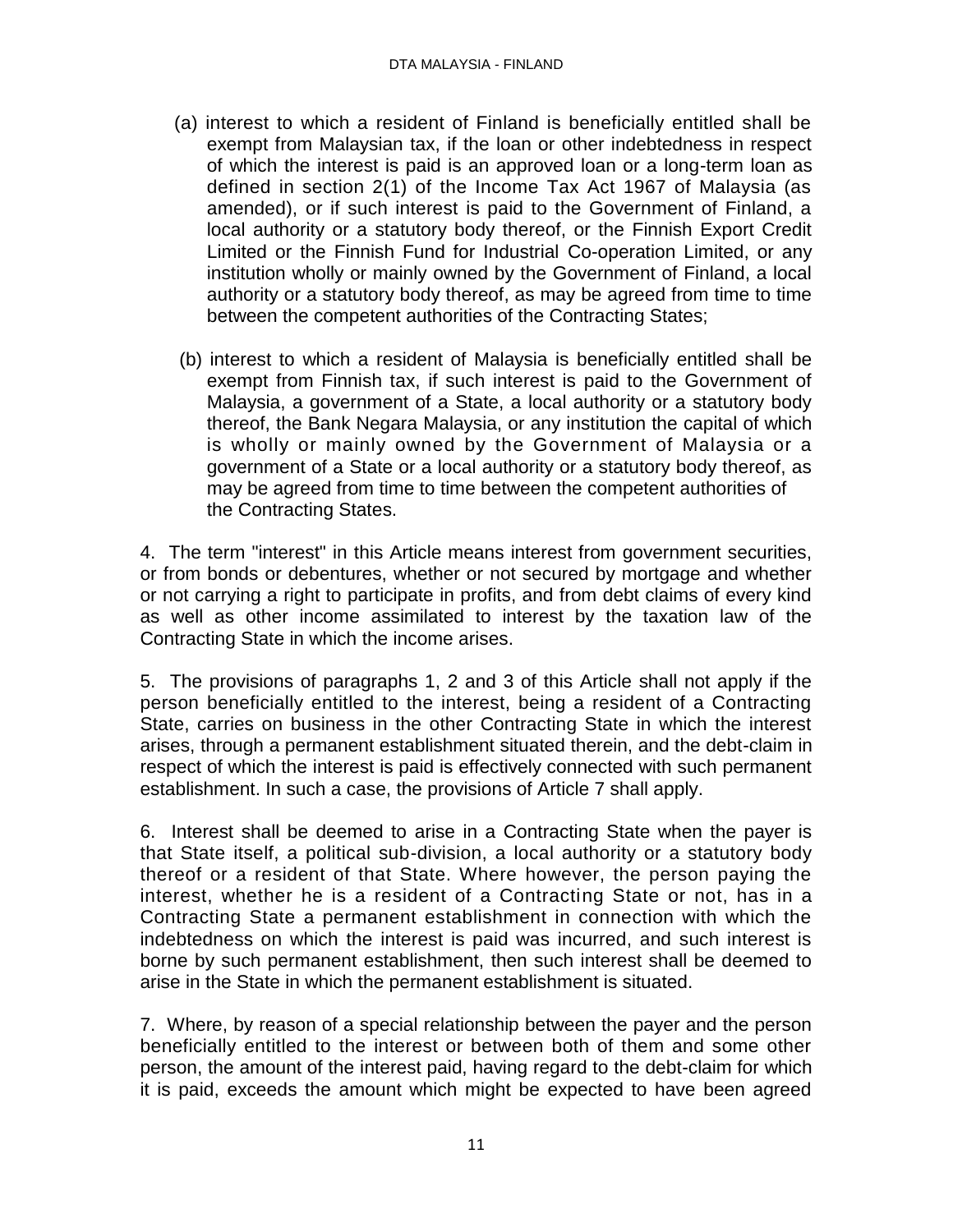(a) interest to which a resident of Finland is beneficially entitled shall be exempt from Malaysian tax, if the loan or other indebtedness in respect of which the interest is paid is an approved loan or a long-term loan as defined in section 2(1) of the Income Tax Act 1967 of Malaysia (as amended), or if such interest is paid to the Government of Finland, a local authority or a statutory body thereof, or the Finnish Export Credit Limited or the Finnish Fund for Industrial Co-operation Limited, or any institution wholly or mainly owned by the Government of Finland, a local authority or a statutory body thereof, as may be agreed from time to time between the competent authorities of the Contracting States;

(b) interest to which a resident of Malaysia is beneficially entitled shall be exempt from Finnish tax, if such interest is paid to the Government of Malaysia, a government of a State, a local authority or a statutory body thereof, the Bank Negara Malaysia, or any institution the capital of which is wholly or mainly owned by the Government of Malaysia or a government of a State or a local authority or a statutory body thereof, as may be agreed from time to time between the competent authorities of the Contracting States.

4. The term "interest" in this Article means interest from government securities, or from bonds or debentures, whether or not secured by mortgage and whether or not carrying a right to participate in profits, and from debt claims of every kind as well as other income assimilated to interest by the taxation law of the Contracting State in which the income arises.

5. The provisions of paragraphs 1, 2 and 3 of this Article shall not apply if the person beneficially entitled to the interest, being a resident of a Contracting State, carries on business in the other Contracting State in which the interest arises, through a permanent establishment situated therein, and the debt-claim in respect of which the interest is paid is effectively connected with such permanent establishment. In such a case, the provisions of Article 7 shall apply.

6. Interest shall be deemed to arise in a Contracting State when the payer is that State itself, a political sub-division, a local authority or a statutory body thereof or a resident of that State. Where however, the person paying the interest, whether he is a resident of a Contracting State or not, has in a Contracting State a permanent establishment in connection with which the indebtedness on which the interest is paid was incurred, and such interest is borne by such permanent establishment, then such interest shall be deemed to arise in the State in which the permanent establishment is situated.

7. Where, by reason of a special relationship between the payer and the person beneficially entitled to the interest or between both of them and some other person, the amount of the interest paid, having regard to the debt-claim for which it is paid, exceeds the amount which might be expected to have been agreed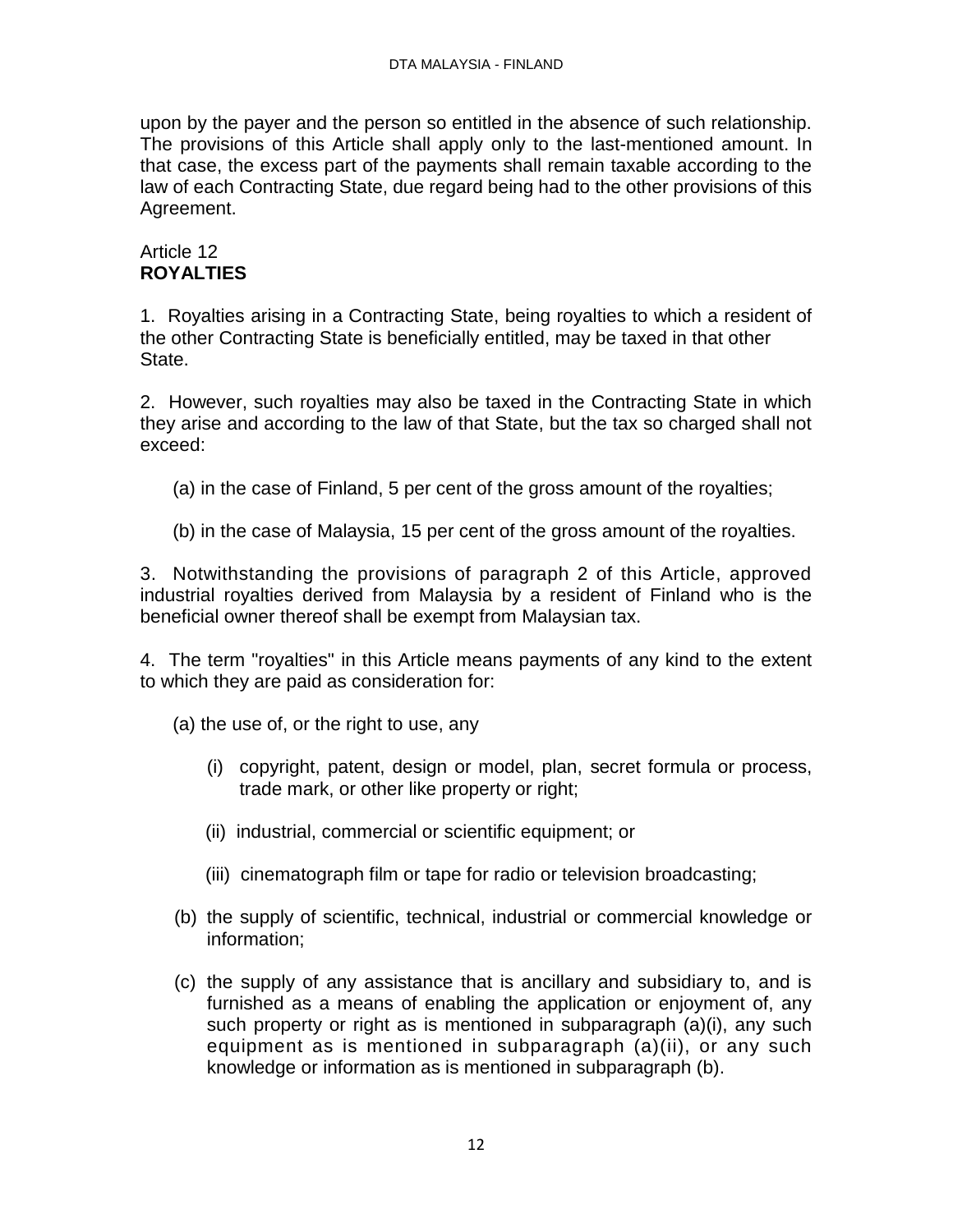upon by the payer and the person so entitled in the absence of such relationship. The provisions of this Article shall apply only to the last-mentioned amount. In that case, the excess part of the payments shall remain taxable according to the law of each Contracting State, due regard being had to the other provisions of this Agreement.

Article 12
**ROYALTIES**

1. Royalties arising in a Contracting State, being royalties to which a resident of the other Contracting State is beneficially entitled, may be taxed in that other State.

2. However, such royalties may also be taxed in the Contracting State in which they arise and according to the law of that State, but the tax so charged shall not exceed:

(a) in the case of Finland, 5 per cent of the gross amount of the royalties;

(b) in the case of Malaysia, 15 per cent of the gross amount of the royalties.

3. Notwithstanding the provisions of paragraph 2 of this Article, approved industrial royalties derived from Malaysia by a resident of Finland who is the beneficial owner thereof shall be exempt from Malaysian tax.

4. The term "royalties" in this Article means payments of any kind to the extent to which they are paid as consideration for:

(a) the use of, or the right to use, any

(i) copyright, patent, design or model, plan, secret formula or process, trade mark, or other like property or right;

(ii) industrial, commercial or scientific equipment; or

(iii) cinematograph film or tape for radio or television broadcasting;

(b) the supply of scientific, technical, industrial or commercial knowledge or information;

(c) the supply of any assistance that is ancillary and subsidiary to, and is furnished as a means of enabling the application or enjoyment of, any such property or right as is mentioned in subparagraph (a)(i), any such equipment as is mentioned in subparagraph (a)(ii), or any such knowledge or information as is mentioned in subparagraph (b).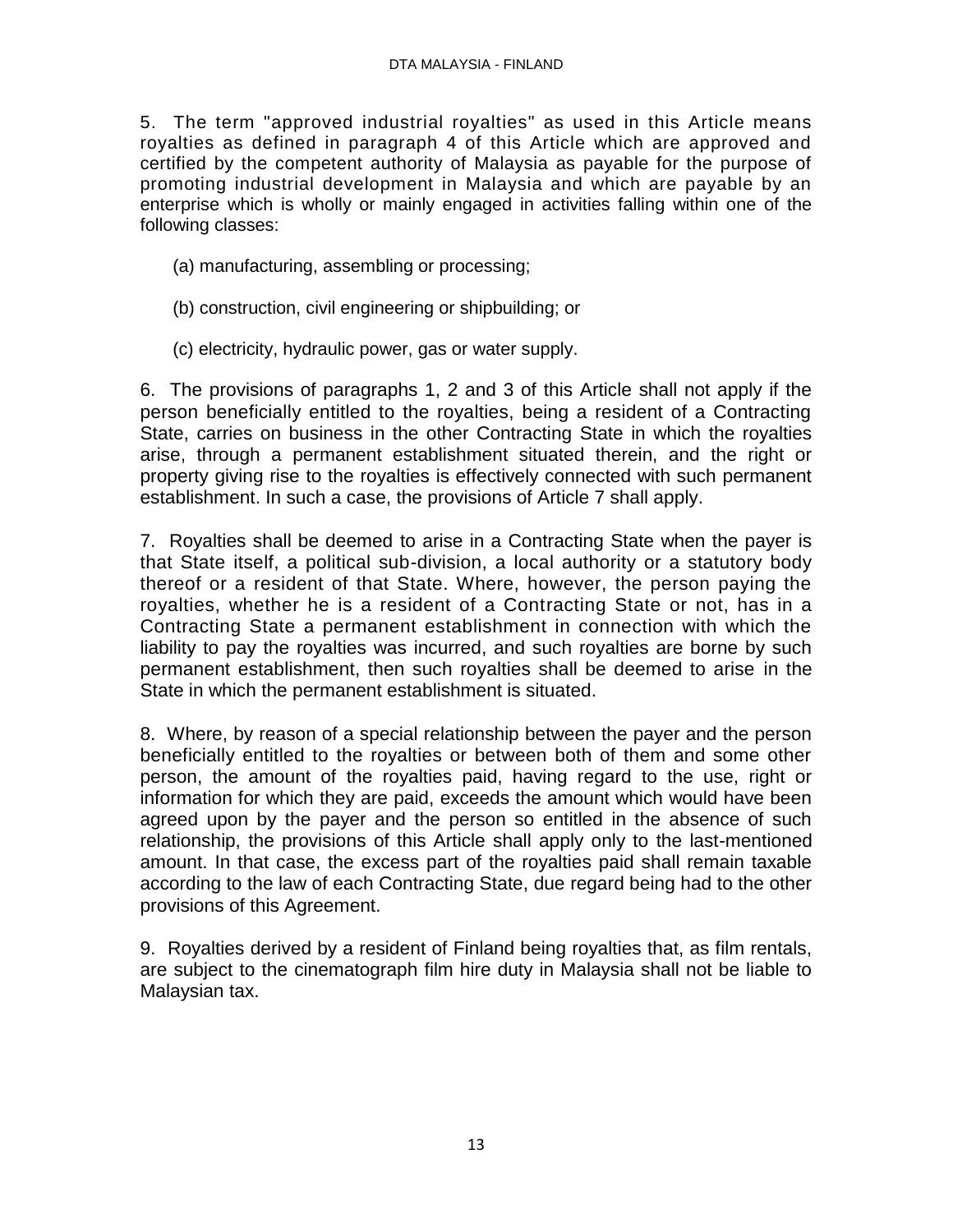5. The term "approved industrial royalties" as used in this Article means royalties as defined in paragraph 4 of this Article which are approved and certified by the competent authority of Malaysia as payable for the purpose of promoting industrial development in Malaysia and which are payable by an enterprise which is wholly or mainly engaged in activities falling within one of the following classes:

(a) manufacturing, assembling or processing;

(b) construction, civil engineering or shipbuilding; or

(c) electricity, hydraulic power, gas or water supply.

6. The provisions of paragraphs 1, 2 and 3 of this Article shall not apply if the person beneficially entitled to the royalties, being a resident of a Contracting State, carries on business in the other Contracting State in which the royalties arise, through a permanent establishment situated therein, and the right or property giving rise to the royalties is effectively connected with such permanent establishment. In such a case, the provisions of Article 7 shall apply.

7. Royalties shall be deemed to arise in a Contracting State when the payer is that State itself, a political sub-division, a local authority or a statutory body thereof or a resident of that State. Where, however, the person paying the royalties, whether he is a resident of a Contracting State or not, has in a Contracting State a permanent establishment in connection with which the liability to pay the royalties was incurred, and such royalties are borne by such permanent establishment, then such royalties shall be deemed to arise in the State in which the permanent establishment is situated.

8. Where, by reason of a special relationship between the payer and the person beneficially entitled to the royalties or between both of them and some other person, the amount of the royalties paid, having regard to the use, right or information for which they are paid, exceeds the amount which would have been agreed upon by the payer and the person so entitled in the absence of such relationship, the provisions of this Article shall apply only to the last-mentioned amount. In that case, the excess part of the royalties paid shall remain taxable according to the law of each Contracting State, due regard being had to the other provisions of this Agreement.

9. Royalties derived by a resident of Finland being royalties that, as film rentals, are subject to the cinematograph film hire duty in Malaysia shall not be liable to Malaysian tax.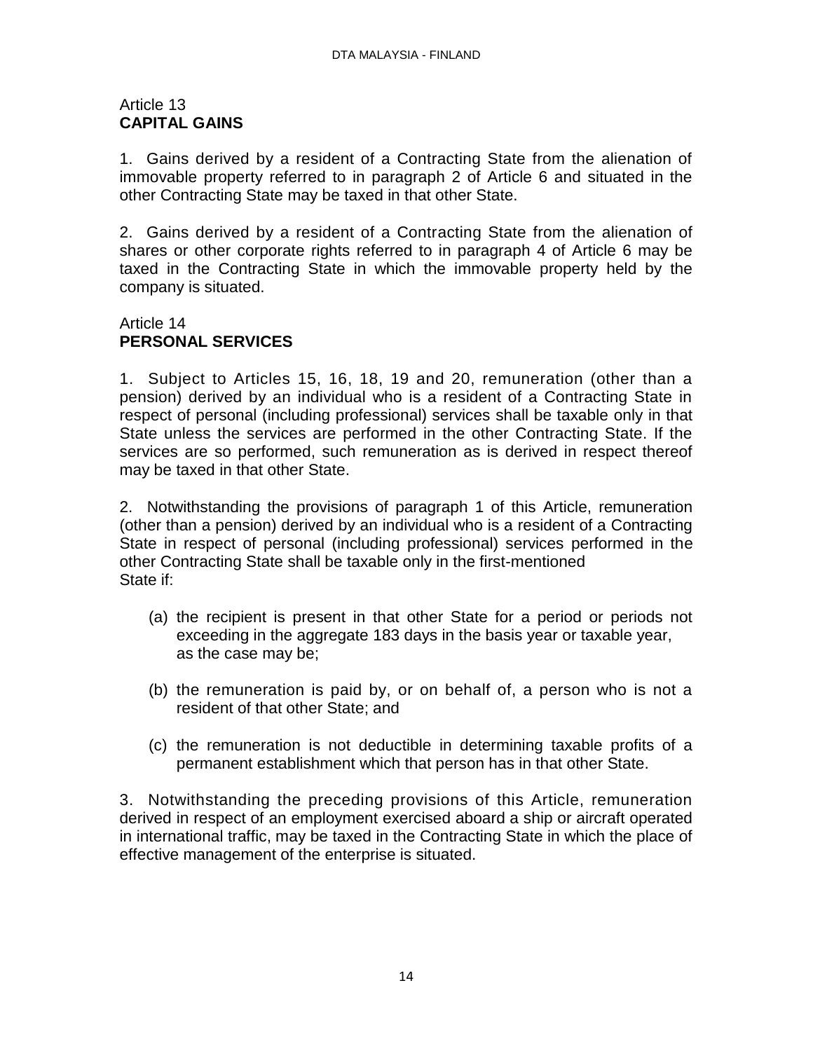## Article 13
**CAPITAL GAINS**

1. Gains derived by a resident of a Contracting State from the alienation of immovable property referred to in paragraph 2 of Article 6 and situated in the other Contracting State may be taxed in that other State.

2. Gains derived by a resident of a Contracting State from the alienation of shares or other corporate rights referred to in paragraph 4 of Article 6 may be taxed in the Contracting State in which the immovable property held by the company is situated.

## Article 14
**PERSONAL SERVICES**

1. Subject to Articles 15, 16, 18, 19 and 20, remuneration (other than a pension) derived by an individual who is a resident of a Contracting State in respect of personal (including professional) services shall be taxable only in that State unless the services are performed in the other Contracting State. If the services are so performed, such remuneration as is derived in respect thereof may be taxed in that other State.

2. Notwithstanding the provisions of paragraph 1 of this Article, remuneration (other than a pension) derived by an individual who is a resident of a Contracting State in respect of personal (including professional) services performed in the other Contracting State shall be taxable only in the first-mentioned State if:

(a) the recipient is present in that other State for a period or periods not exceeding in the aggregate 183 days in the basis year or taxable year, as the case may be;

(b) the remuneration is paid by, or on behalf of, a person who is not a resident of that other State; and

(c) the remuneration is not deductible in determining taxable profits of a permanent establishment which that person has in that other State.

3. Notwithstanding the preceding provisions of this Article, remuneration derived in respect of an employment exercised aboard a ship or aircraft operated in international traffic, may be taxed in the Contracting State in which the place of effective management of the enterprise is situated.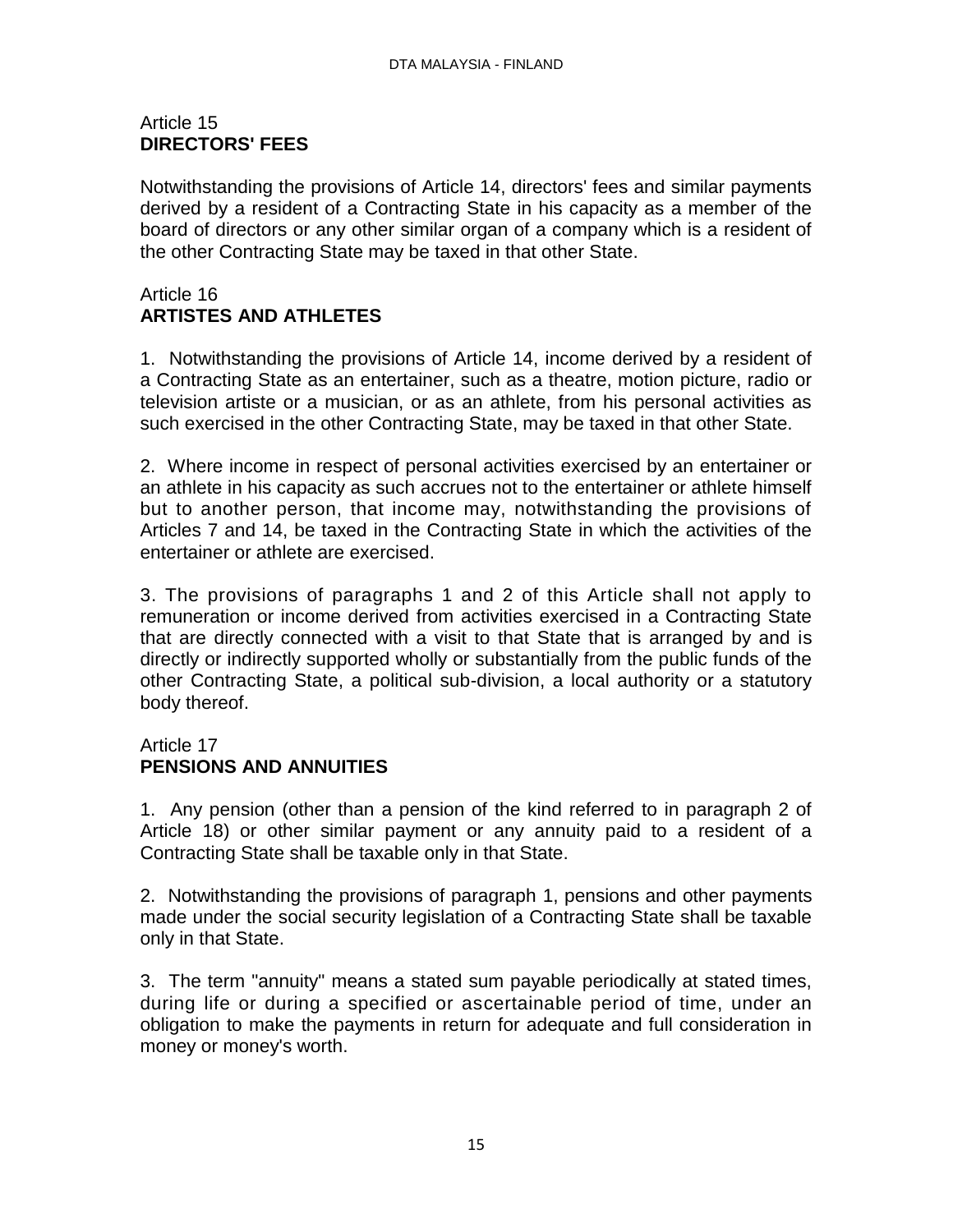Article 15
**DIRECTORS' FEES**

Notwithstanding the provisions of Article 14, directors' fees and similar payments derived by a resident of a Contracting State in his capacity as a member of the board of directors or any other similar organ of a company which is a resident of the other Contracting State may be taxed in that other State.

Article 16
**ARTISTES AND ATHLETES**

1. Notwithstanding the provisions of Article 14, income derived by a resident of a Contracting State as an entertainer, such as a theatre, motion picture, radio or television artiste or a musician, or as an athlete, from his personal activities as such exercised in the other Contracting State, may be taxed in that other State.

2. Where income in respect of personal activities exercised by an entertainer or an athlete in his capacity as such accrues not to the entertainer or athlete himself but to another person, that income may, notwithstanding the provisions of Articles 7 and 14, be taxed in the Contracting State in which the activities of the entertainer or athlete are exercised.

3. The provisions of paragraphs 1 and 2 of this Article shall not apply to remuneration or income derived from activities exercised in a Contracting State that are directly connected with a visit to that State that is arranged by and is directly or indirectly supported wholly or substantially from the public funds of the other Contracting State, a political sub-division, a local authority or a statutory body thereof.

Article 17
**PENSIONS AND ANNUITIES**

1. Any pension (other than a pension of the kind referred to in paragraph 2 of Article 18) or other similar payment or any annuity paid to a resident of a Contracting State shall be taxable only in that State.

2. Notwithstanding the provisions of paragraph 1, pensions and other payments made under the social security legislation of a Contracting State shall be taxable only in that State.

3. The term "annuity" means a stated sum payable periodically at stated times, during life or during a specified or ascertainable period of time, under an obligation to make the payments in return for adequate and full consideration in money or money's worth.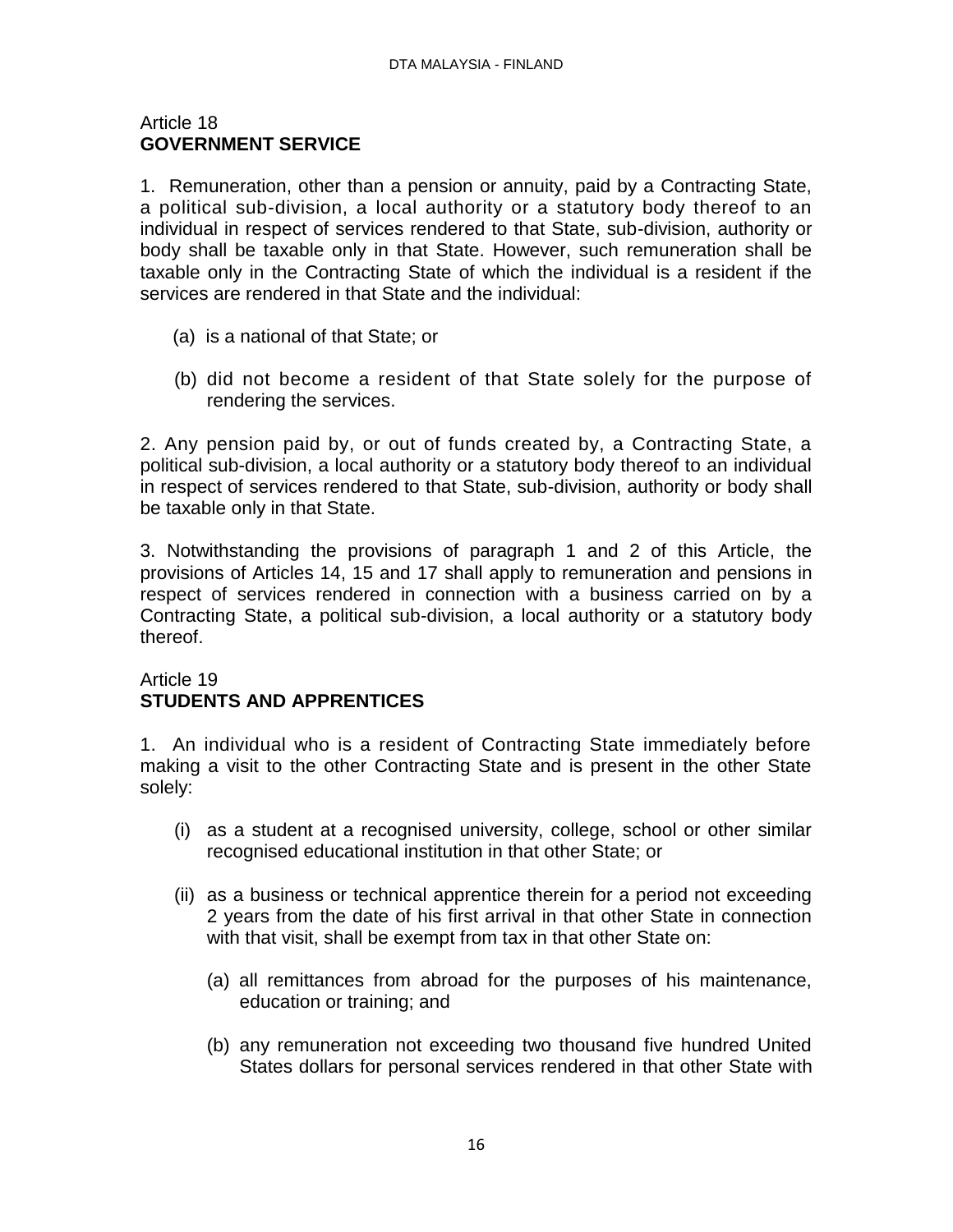Article 18
**GOVERNMENT SERVICE**

1. Remuneration, other than a pension or annuity, paid by a Contracting State, a political sub-division, a local authority or a statutory body thereof to an individual in respect of services rendered to that State, sub-division, authority or body shall be taxable only in that State. However, such remuneration shall be taxable only in the Contracting State of which the individual is a resident if the services are rendered in that State and the individual:

(a) is a national of that State; or

(b) did not become a resident of that State solely for the purpose of rendering the services.

2. Any pension paid by, or out of funds created by, a Contracting State, a political sub-division, a local authority or a statutory body thereof to an individual in respect of services rendered to that State, sub-division, authority or body shall be taxable only in that State.

3. Notwithstanding the provisions of paragraph 1 and 2 of this Article, the provisions of Articles 14, 15 and 17 shall apply to remuneration and pensions in respect of services rendered in connection with a business carried on by a Contracting State, a political sub-division, a local authority or a statutory body thereof.

Article 19
**STUDENTS AND APPRENTICES**

1. An individual who is a resident of Contracting State immediately before making a visit to the other Contracting State and is present in the other State solely:

(i) as a student at a recognised university, college, school or other similar recognised educational institution in that other State; or

(ii) as a business or technical apprentice therein for a period not exceeding 2 years from the date of his first arrival in that other State in connection with that visit, shall be exempt from tax in that other State on:

(a) all remittances from abroad for the purposes of his maintenance, education or training; and

(b) any remuneration not exceeding two thousand five hundred United States dollars for personal services rendered in that other State with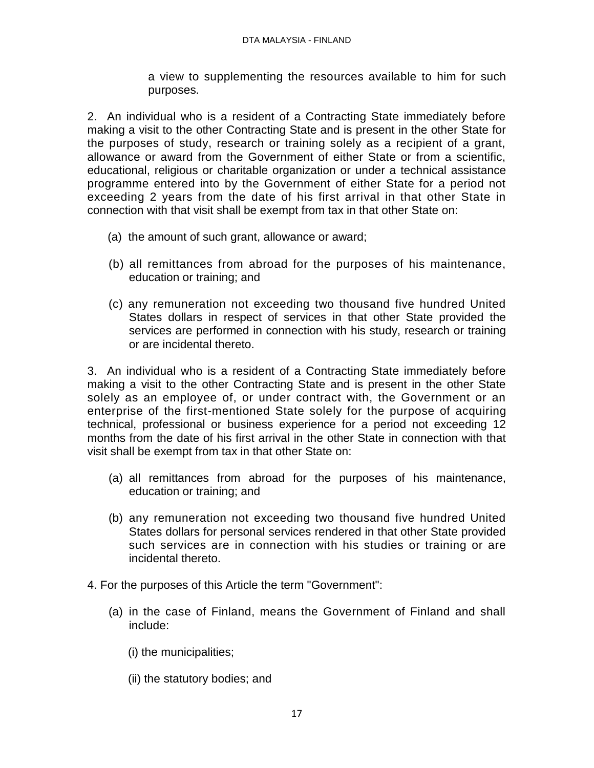a view to supplementing the resources available to him for such purposes.

2. An individual who is a resident of a Contracting State immediately before making a visit to the other Contracting State and is present in the other State for the purposes of study, research or training solely as a recipient of a grant, allowance or award from the Government of either State or from a scientific, educational, religious or charitable organization or under a technical assistance programme entered into by the Government of either State for a period not exceeding 2 years from the date of his first arrival in that other State in connection with that visit shall be exempt from tax in that other State on:

(a) the amount of such grant, allowance or award;

(b) all remittances from abroad for the purposes of his maintenance, education or training; and

(c) any remuneration not exceeding two thousand five hundred United States dollars in respect of services in that other State provided the services are performed in connection with his study, research or training or are incidental thereto.

3. An individual who is a resident of a Contracting State immediately before making a visit to the other Contracting State and is present in the other State solely as an employee of, or under contract with, the Government or an enterprise of the first-mentioned State solely for the purpose of acquiring technical, professional or business experience for a period not exceeding 12 months from the date of his first arrival in the other State in connection with that visit shall be exempt from tax in that other State on:

(a) all remittances from abroad for the purposes of his maintenance, education or training; and

(b) any remuneration not exceeding two thousand five hundred United States dollars for personal services rendered in that other State provided such services are in connection with his studies or training or are incidental thereto.

4. For the purposes of this Article the term "Government":

(a) in the case of Finland, means the Government of Finland and shall include:

(i) the municipalities;

(ii) the statutory bodies; and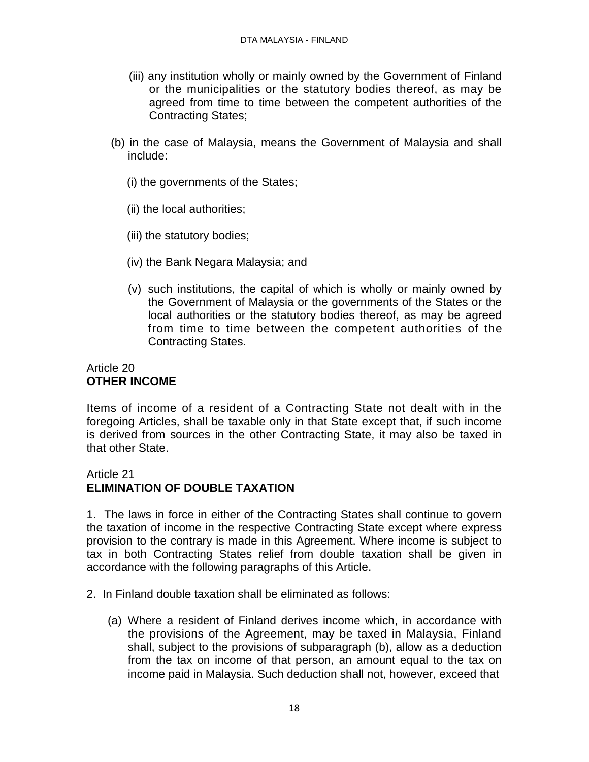(iii) any institution wholly or mainly owned by the Government of Finland or the municipalities or the statutory bodies thereof, as may be agreed from time to time between the competent authorities of the Contracting States;

(b) in the case of Malaysia, means the Government of Malaysia and shall include:

(i) the governments of the States;

(ii) the local authorities;

(iii) the statutory bodies;

(iv) the Bank Negara Malaysia; and

(v) such institutions, the capital of which is wholly or mainly owned by the Government of Malaysia or the governments of the States or the local authorities or the statutory bodies thereof, as may be agreed from time to time between the competent authorities of the Contracting States.

Article 20
**OTHER INCOME**

Items of income of a resident of a Contracting State not dealt with in the foregoing Articles, shall be taxable only in that State except that, if such income is derived from sources in the other Contracting State, it may also be taxed in that other State.

Article 21
**ELIMINATION OF DOUBLE TAXATION**

1. The laws in force in either of the Contracting States shall continue to govern the taxation of income in the respective Contracting State except where express provision to the contrary is made in this Agreement. Where income is subject to tax in both Contracting States relief from double taxation shall be given in accordance with the following paragraphs of this Article.

2. In Finland double taxation shall be eliminated as follows:

(a) Where a resident of Finland derives income which, in accordance with the provisions of the Agreement, may be taxed in Malaysia, Finland shall, subject to the provisions of subparagraph (b), allow as a deduction from the tax on income of that person, an amount equal to the tax on income paid in Malaysia. Such deduction shall not, however, exceed that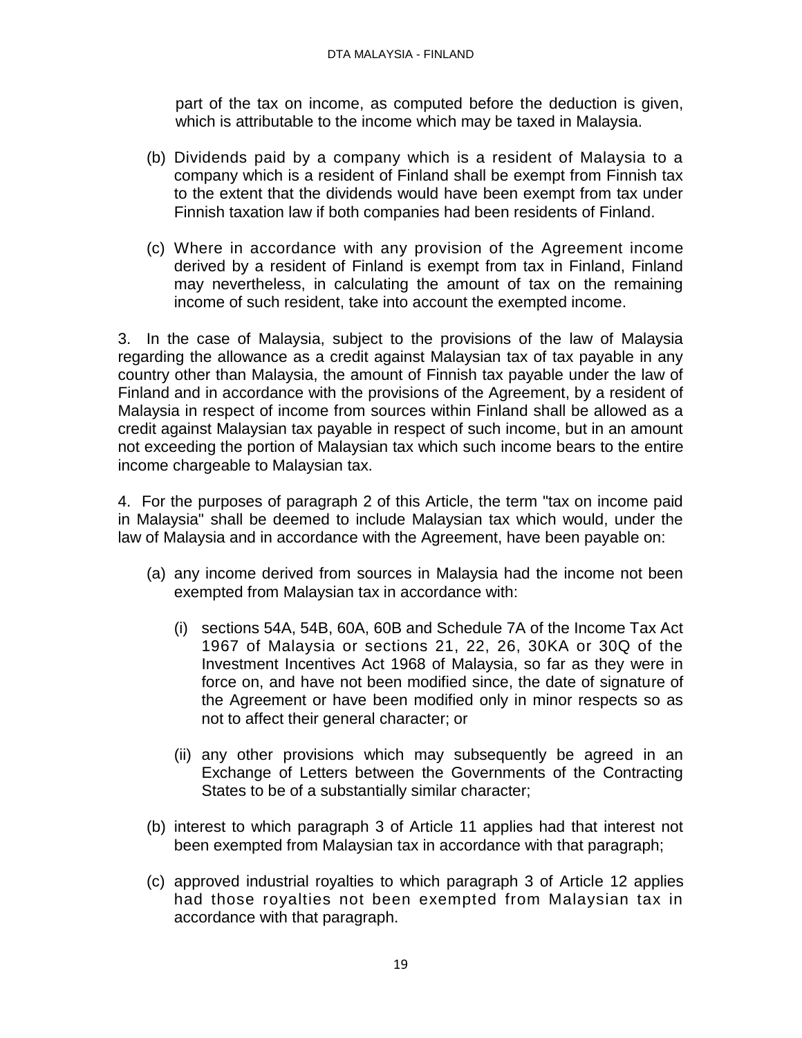part of the tax on income, as computed before the deduction is given, which is attributable to the income which may be taxed in Malaysia.

(b) Dividends paid by a company which is a resident of Malaysia to a company which is a resident of Finland shall be exempt from Finnish tax to the extent that the dividends would have been exempt from tax under Finnish taxation law if both companies had been residents of Finland.

(c) Where in accordance with any provision of the Agreement income derived by a resident of Finland is exempt from tax in Finland, Finland may nevertheless, in calculating the amount of tax on the remaining income of such resident, take into account the exempted income.

3. In the case of Malaysia, subject to the provisions of the law of Malaysia regarding the allowance as a credit against Malaysian tax of tax payable in any country other than Malaysia, the amount of Finnish tax payable under the law of Finland and in accordance with the provisions of the Agreement, by a resident of Malaysia in respect of income from sources within Finland shall be allowed as a credit against Malaysian tax payable in respect of such income, but in an amount not exceeding the portion of Malaysian tax which such income bears to the entire income chargeable to Malaysian tax.

4. For the purposes of paragraph 2 of this Article, the term "tax on income paid in Malaysia" shall be deemed to include Malaysian tax which would, under the law of Malaysia and in accordance with the Agreement, have been payable on:

(a) any income derived from sources in Malaysia had the income not been exempted from Malaysian tax in accordance with:

   (i) sections 54A, 54B, 60A, 60B and Schedule 7A of the Income Tax Act 1967 of Malaysia or sections 21, 22, 26, 30KA or 30Q of the Investment Incentives Act 1968 of Malaysia, so far as they were in force on, and have not been modified since, the date of signature of the Agreement or have been modified only in minor respects so as not to affect their general character; or

   (ii) any other provisions which may subsequently be agreed in an Exchange of Letters between the Governments of the Contracting States to be of a substantially similar character;

(b) interest to which paragraph 3 of Article 11 applies had that interest not been exempted from Malaysian tax in accordance with that paragraph;

(c) approved industrial royalties to which paragraph 3 of Article 12 applies had those royalties not been exempted from Malaysian tax in accordance with that paragraph.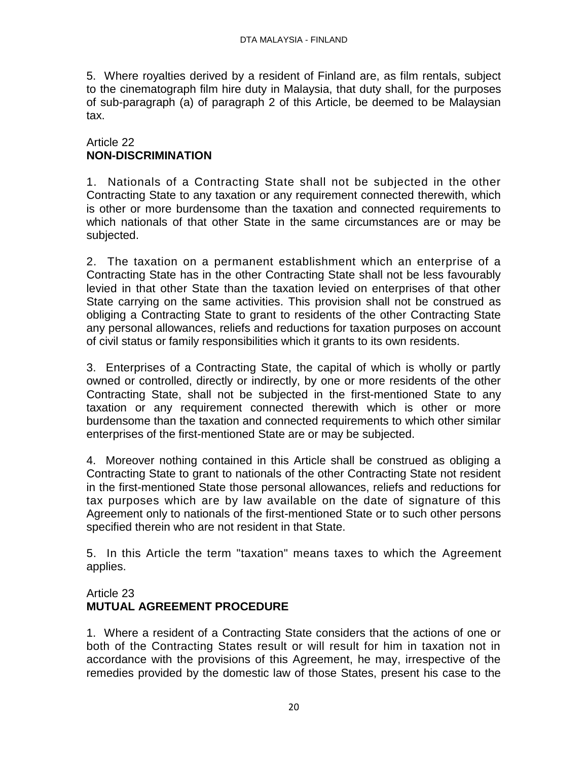5. Where royalties derived by a resident of Finland are, as film rentals, subject to the cinematograph film hire duty in Malaysia, that duty shall, for the purposes of sub-paragraph (a) of paragraph 2 of this Article, be deemed to be Malaysian tax.

Article 22
**NON-DISCRIMINATION**

1. Nationals of a Contracting State shall not be subjected in the other Contracting State to any taxation or any requirement connected therewith, which is other or more burdensome than the taxation and connected requirements to which nationals of that other State in the same circumstances are or may be subjected.

2. The taxation on a permanent establishment which an enterprise of a Contracting State has in the other Contracting State shall not be less favourably levied in that other State than the taxation levied on enterprises of that other State carrying on the same activities. This provision shall not be construed as obliging a Contracting State to grant to residents of the other Contracting State any personal allowances, reliefs and reductions for taxation purposes on account of civil status or family responsibilities which it grants to its own residents.

3. Enterprises of a Contracting State, the capital of which is wholly or partly owned or controlled, directly or indirectly, by one or more residents of the other Contracting State, shall not be subjected in the first-mentioned State to any taxation or any requirement connected therewith which is other or more burdensome than the taxation and connected requirements to which other similar enterprises of the first-mentioned State are or may be subjected.

4. Moreover nothing contained in this Article shall be construed as obliging a Contracting State to grant to nationals of the other Contracting State not resident in the first-mentioned State those personal allowances, reliefs and reductions for tax purposes which are by law available on the date of signature of this Agreement only to nationals of the first-mentioned State or to such other persons specified therein who are not resident in that State.

5. In this Article the term "taxation" means taxes to which the Agreement applies.

Article 23
**MUTUAL AGREEMENT PROCEDURE**

1. Where a resident of a Contracting State considers that the actions of one or both of the Contracting States result or will result for him in taxation not in accordance with the provisions of this Agreement, he may, irrespective of the remedies provided by the domestic law of those States, present his case to the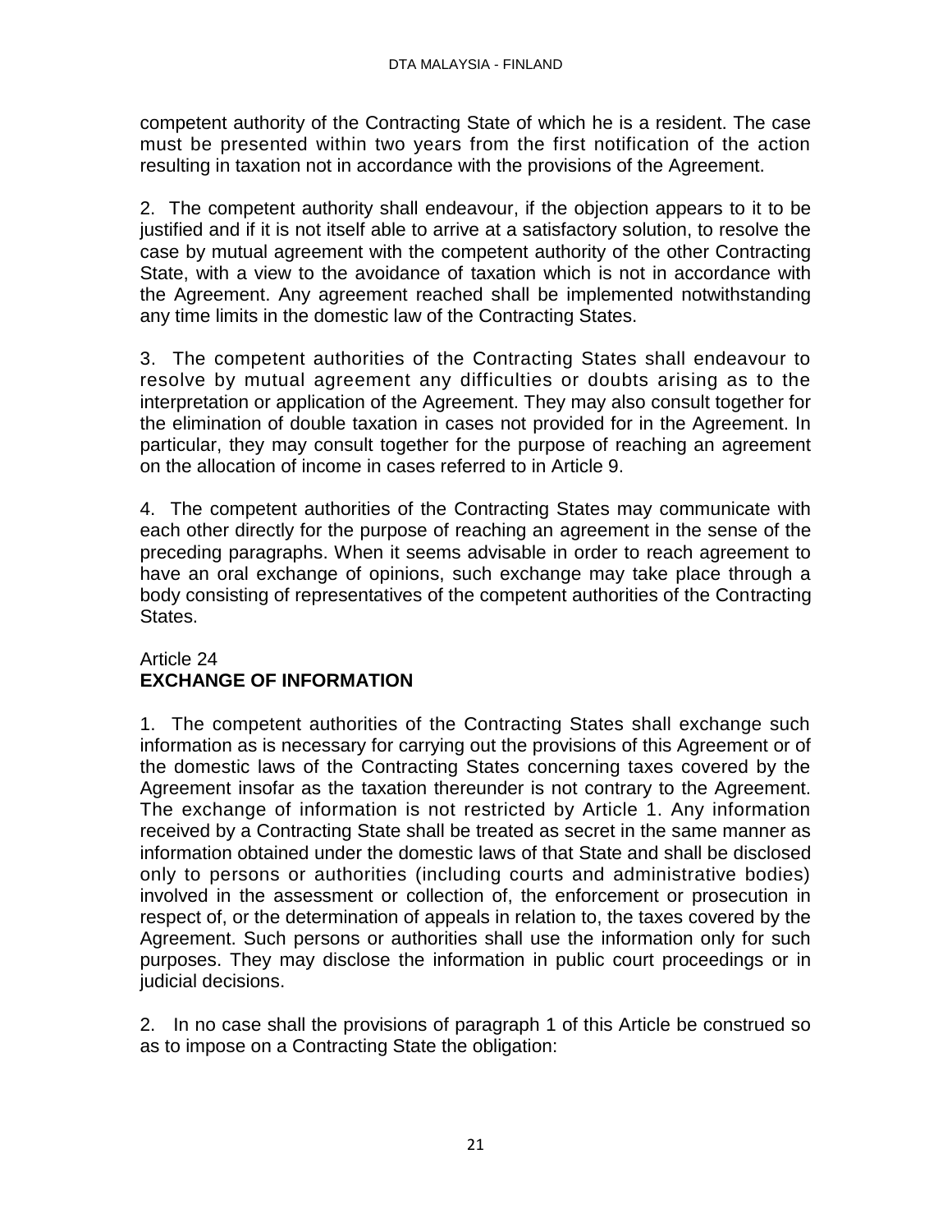competent authority of the Contracting State of which he is a resident. The case must be presented within two years from the first notification of the action resulting in taxation not in accordance with the provisions of the Agreement.

2. The competent authority shall endeavour, if the objection appears to it to be justified and if it is not itself able to arrive at a satisfactory solution, to resolve the case by mutual agreement with the competent authority of the other Contracting State, with a view to the avoidance of taxation which is not in accordance with the Agreement. Any agreement reached shall be implemented notwithstanding any time limits in the domestic law of the Contracting States.

3. The competent authorities of the Contracting States shall endeavour to resolve by mutual agreement any difficulties or doubts arising as to the interpretation or application of the Agreement. They may also consult together for the elimination of double taxation in cases not provided for in the Agreement. In particular, they may consult together for the purpose of reaching an agreement on the allocation of income in cases referred to in Article 9.

4. The competent authorities of the Contracting States may communicate with each other directly for the purpose of reaching an agreement in the sense of the preceding paragraphs. When it seems advisable in order to reach agreement to have an oral exchange of opinions, such exchange may take place through a body consisting of representatives of the competent authorities of the Contracting States.

## Article 24
## EXCHANGE OF INFORMATION

1. The competent authorities of the Contracting States shall exchange such information as is necessary for carrying out the provisions of this Agreement or of the domestic laws of the Contracting States concerning taxes covered by the Agreement insofar as the taxation thereunder is not contrary to the Agreement. The exchange of information is not restricted by Article 1. Any information received by a Contracting State shall be treated as secret in the same manner as information obtained under the domestic laws of that State and shall be disclosed only to persons or authorities (including courts and administrative bodies) involved in the assessment or collection of, the enforcement or prosecution in respect of, or the determination of appeals in relation to, the taxes covered by the Agreement. Such persons or authorities shall use the information only for such purposes. They may disclose the information in public court proceedings or in judicial decisions.

2. In no case shall the provisions of paragraph 1 of this Article be construed so as to impose on a Contracting State the obligation: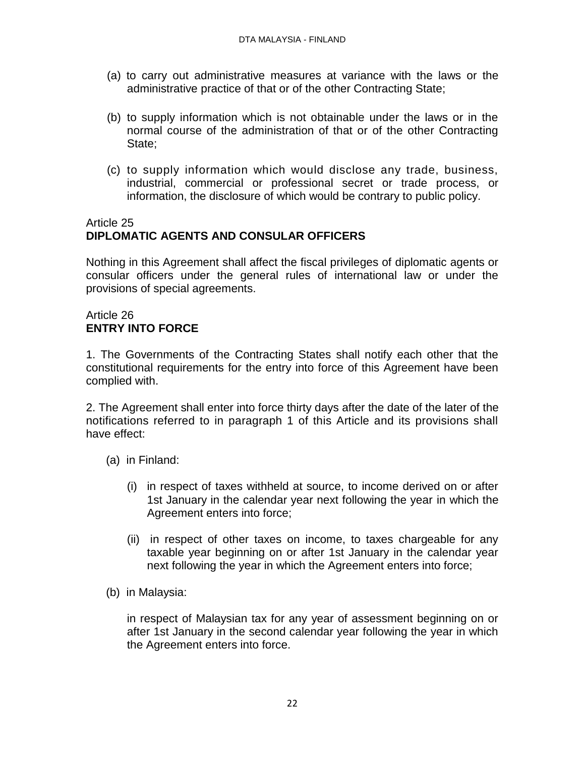(a) to carry out administrative measures at variance with the laws or the administrative practice of that or of the other Contracting State;

(b) to supply information which is not obtainable under the laws or in the normal course of the administration of that or of the other Contracting State;

(c) to supply information which would disclose any trade, business, industrial, commercial or professional secret or trade process, or information, the disclosure of which would be contrary to public policy.

Article 25
**DIPLOMATIC AGENTS AND CONSULAR OFFICERS**

Nothing in this Agreement shall affect the fiscal privileges of diplomatic agents or consular officers under the general rules of international law or under the provisions of special agreements.

Article 26
**ENTRY INTO FORCE**

1. The Governments of the Contracting States shall notify each other that the constitutional requirements for the entry into force of this Agreement have been complied with.

2. The Agreement shall enter into force thirty days after the date of the later of the notifications referred to in paragraph 1 of this Article and its provisions shall have effect:

(a) in Finland:

(i) in respect of taxes withheld at source, to income derived on or after 1st January in the calendar year next following the year in which the Agreement enters into force;

(ii) in respect of other taxes on income, to taxes chargeable for any taxable year beginning on or after 1st January in the calendar year next following the year in which the Agreement enters into force;

(b) in Malaysia:

in respect of Malaysian tax for any year of assessment beginning on or after 1st January in the second calendar year following the year in which the Agreement enters into force.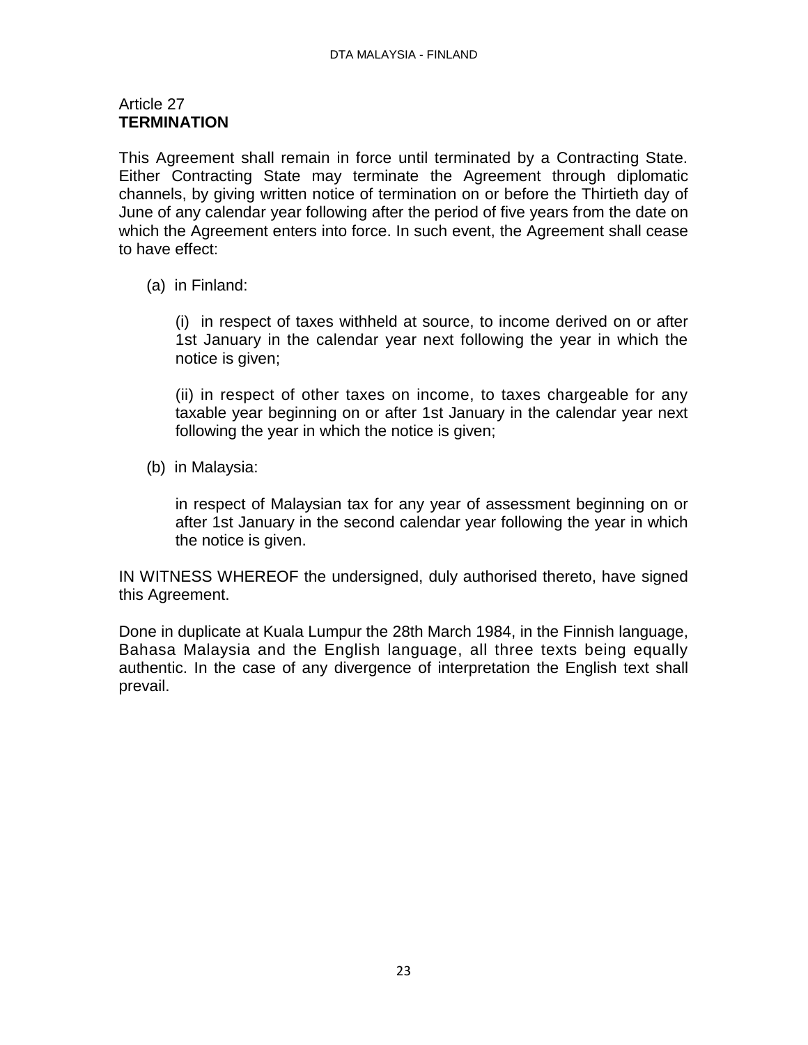Article 27
**TERMINATION**

This Agreement shall remain in force until terminated by a Contracting State. Either Contracting State may terminate the Agreement through diplomatic channels, by giving written notice of termination on or before the Thirtieth day of June of any calendar year following after the period of five years from the date on which the Agreement enters into force. In such event, the Agreement shall cease to have effect:

(a) in Finland:

(i) in respect of taxes withheld at source, to income derived on or after 1st January in the calendar year next following the year in which the notice is given;

(ii) in respect of other taxes on income, to taxes chargeable for any taxable year beginning on or after 1st January in the calendar year next following the year in which the notice is given;

(b) in Malaysia:

in respect of Malaysian tax for any year of assessment beginning on or after 1st January in the second calendar year following the year in which the notice is given.

IN WITNESS WHEREOF the undersigned, duly authorised thereto, have signed this Agreement.

Done in duplicate at Kuala Lumpur the 28th March 1984, in the Finnish language, Bahasa Malaysia and the English language, all three texts being equally authentic. In the case of any divergence of interpretation the English text shall prevail.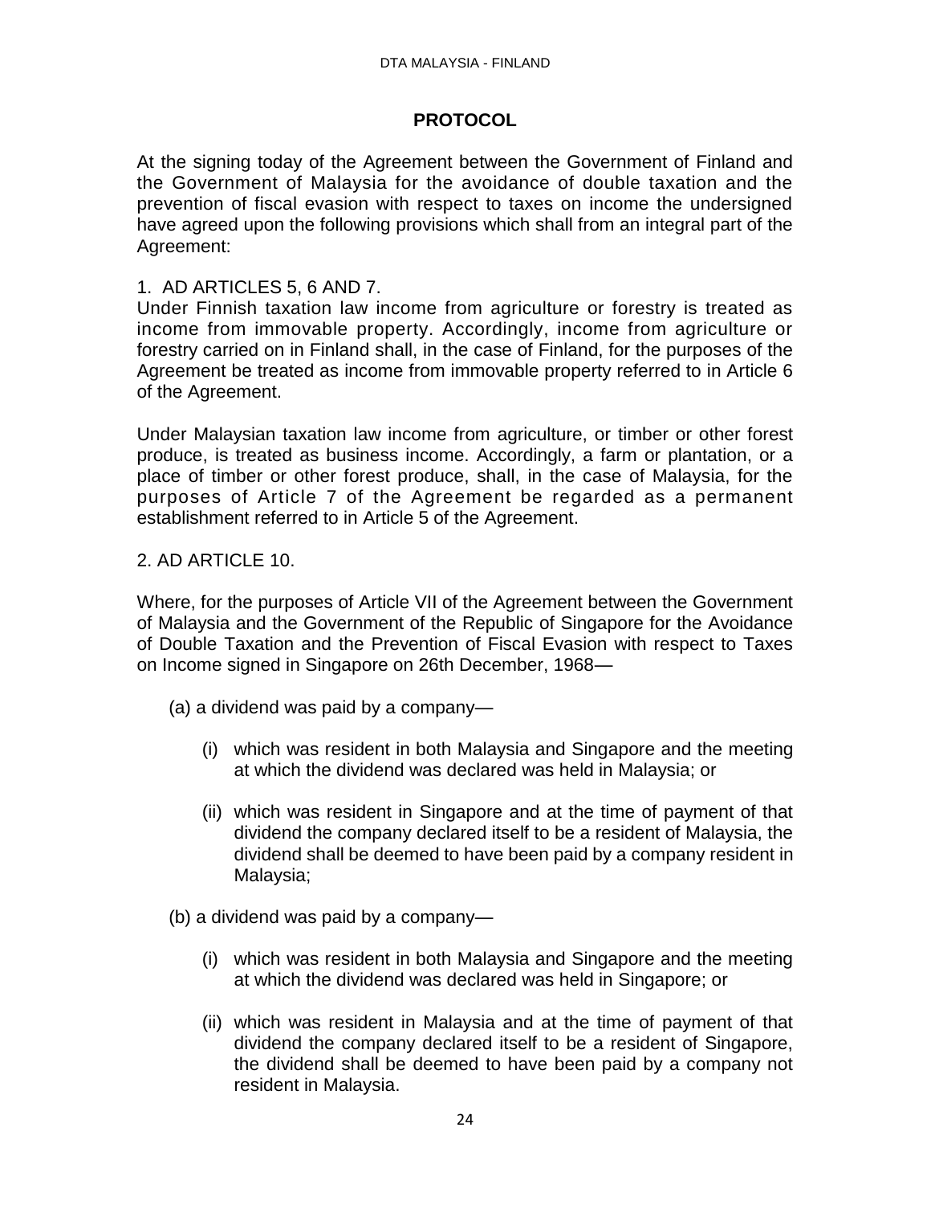## PROTOCOL

At the signing today of the Agreement between the Government of Finland and the Government of Malaysia for the avoidance of double taxation and the prevention of fiscal evasion with respect to taxes on income the undersigned have agreed upon the following provisions which shall from an integral part of the Agreement:

1. AD ARTICLES 5, 6 AND 7.

Under Finnish taxation law income from agriculture or forestry is treated as income from immovable property. Accordingly, income from agriculture or forestry carried on in Finland shall, in the case of Finland, for the purposes of the Agreement be treated as income from immovable property referred to in Article 6 of the Agreement.

Under Malaysian taxation law income from agriculture, or timber or other forest produce, is treated as business income. Accordingly, a farm or plantation, or a place of timber or other forest produce, shall, in the case of Malaysia, for the purposes of Article 7 of the Agreement be regarded as a permanent establishment referred to in Article 5 of the Agreement.

2. AD ARTICLE 10.

Where, for the purposes of Article VII of the Agreement between the Government of Malaysia and the Government of the Republic of Singapore for the Avoidance of Double Taxation and the Prevention of Fiscal Evasion with respect to Taxes on Income signed in Singapore on 26th December, 1968—

(a) a dividend was paid by a company—

(i) which was resident in both Malaysia and Singapore and the meeting at which the dividend was declared was held in Malaysia; or

(ii) which was resident in Singapore and at the time of payment of that dividend the company declared itself to be a resident of Malaysia, the dividend shall be deemed to have been paid by a company resident in Malaysia;

(b) a dividend was paid by a company—

(i) which was resident in both Malaysia and Singapore and the meeting at which the dividend was declared was held in Singapore; or

(ii) which was resident in Malaysia and at the time of payment of that dividend the company declared itself to be a resident of Singapore, the dividend shall be deemed to have been paid by a company not resident in Malaysia.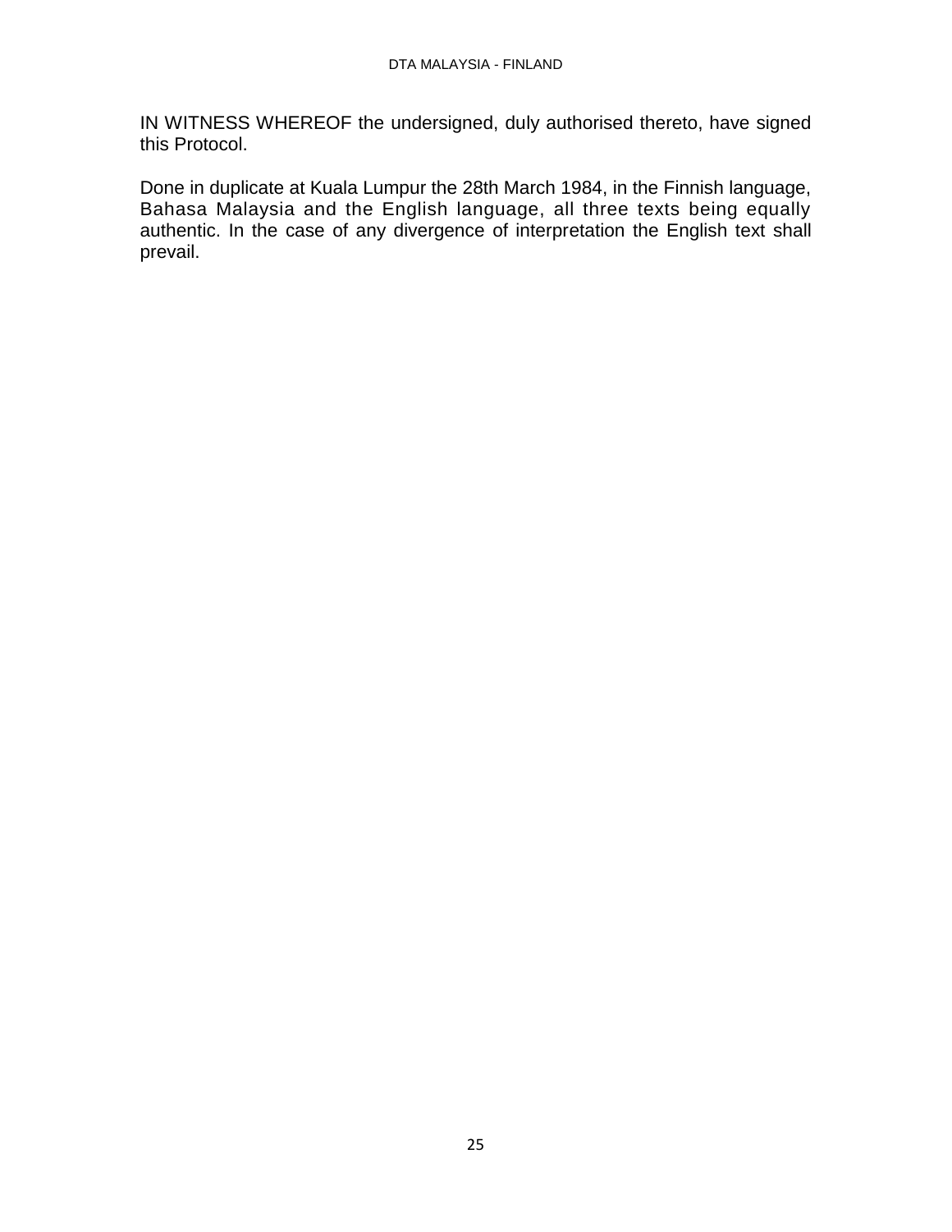IN WITNESS WHEREOF the undersigned, duly authorised thereto, have signed this Protocol.

Done in duplicate at Kuala Lumpur the 28th March 1984, in the Finnish language, Bahasa Malaysia and the English language, all three texts being equally authentic. In the case of any divergence of interpretation the English text shall prevail.